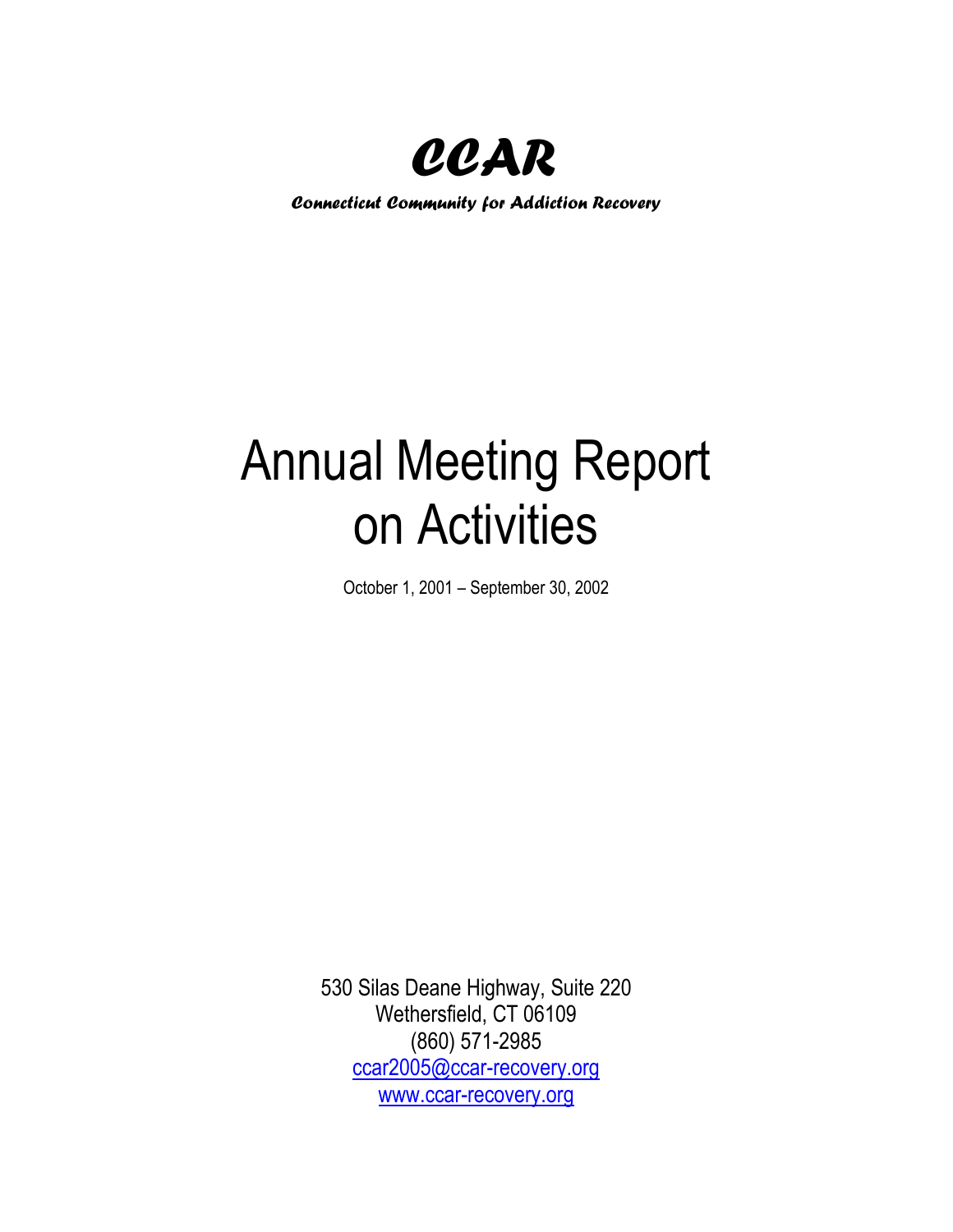# CCAR

***Connecticut Community for Addiction Recovery***

# Annual Meeting Report on Activities

October 1, 2001 – September 30, 2002

530 Silas Deane Highway, Suite 220
Wethersfield, CT 06109
(860) 571-2985
ccar2005@ccar-recovery.org
www.ccar-recovery.org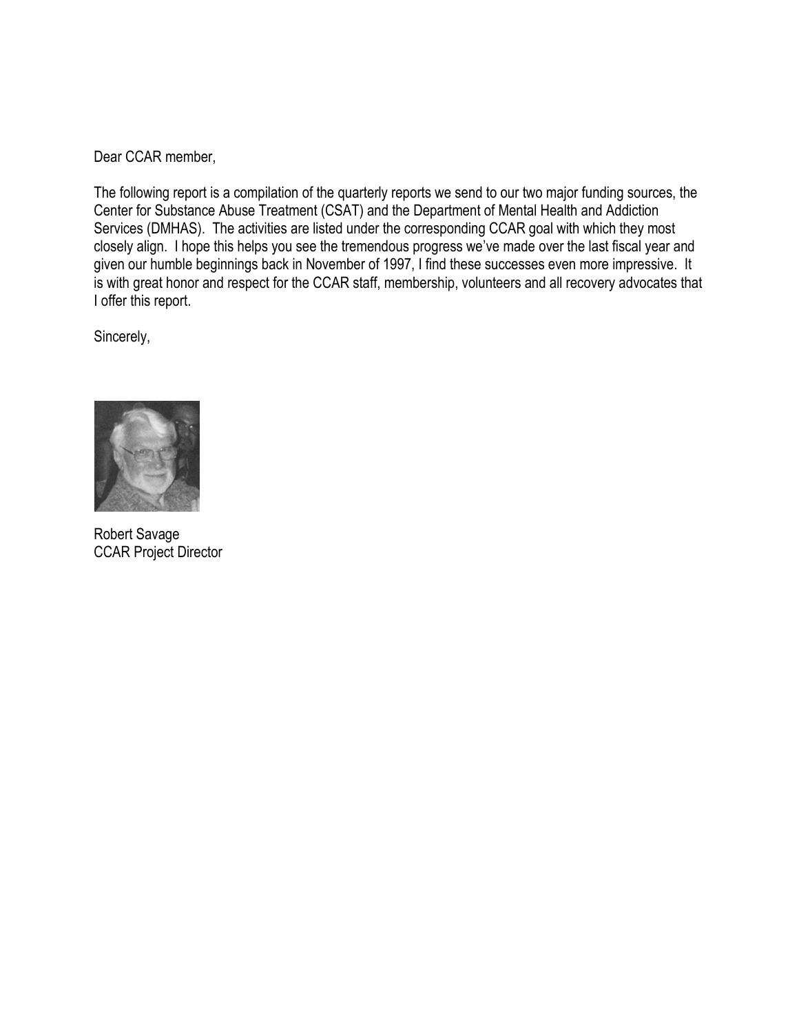Dear CCAR member,

The following report is a compilation of the quarterly reports we send to our two major funding sources, the Center for Substance Abuse Treatment (CSAT) and the Department of Mental Health and Addiction Services (DMHAS). The activities are listed under the corresponding CCAR goal with which they most closely align. I hope this helps you see the tremendous progress we've made over the last fiscal year and given our humble beginnings back in November of 1997, I find these successes even more impressive. It is with great honor and respect for the CCAR staff, membership, volunteers and all recovery advocates that I offer this report.

Sincerely,

Robert Savage
CCAR Project Director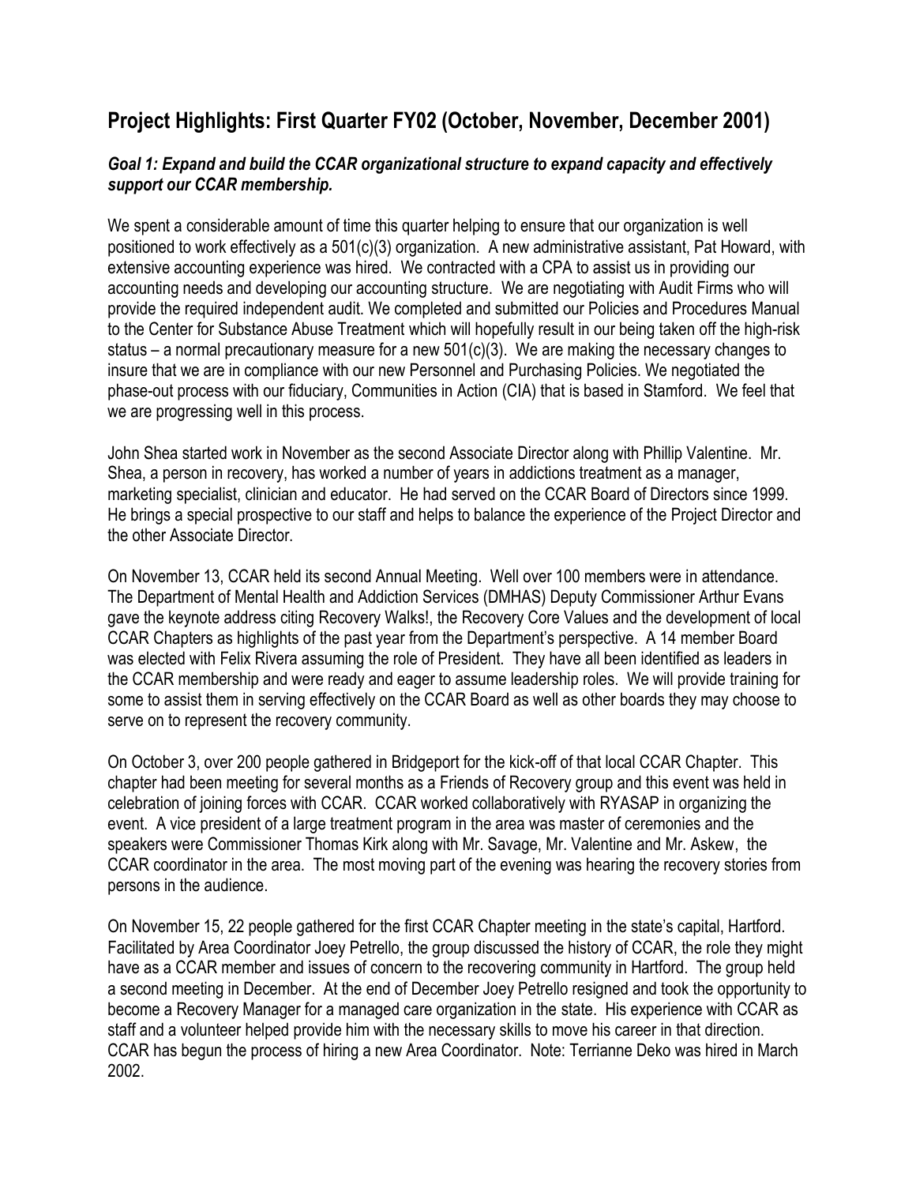## Project Highlights: First Quarter FY02 (October, November, December 2001)

### *Goal 1: Expand and build the CCAR organizational structure to expand capacity and effectively support our CCAR membership.*

We spent a considerable amount of time this quarter helping to ensure that our organization is well positioned to work effectively as a 501(c)(3) organization. A new administrative assistant, Pat Howard, with extensive accounting experience was hired. We contracted with a CPA to assist us in providing our accounting needs and developing our accounting structure. We are negotiating with Audit Firms who will provide the required independent audit. We completed and submitted our Policies and Procedures Manual to the Center for Substance Abuse Treatment which will hopefully result in our being taken off the high-risk status – a normal precautionary measure for a new 501(c)(3). We are making the necessary changes to insure that we are in compliance with our new Personnel and Purchasing Policies. We negotiated the phase-out process with our fiduciary, Communities in Action (CIA) that is based in Stamford. We feel that we are progressing well in this process.

John Shea started work in November as the second Associate Director along with Phillip Valentine. Mr. Shea, a person in recovery, has worked a number of years in addictions treatment as a manager, marketing specialist, clinician and educator. He had served on the CCAR Board of Directors since 1999. He brings a special prospective to our staff and helps to balance the experience of the Project Director and the other Associate Director.

On November 13, CCAR held its second Annual Meeting. Well over 100 members were in attendance. The Department of Mental Health and Addiction Services (DMHAS) Deputy Commissioner Arthur Evans gave the keynote address citing Recovery Walks!, the Recovery Core Values and the development of local CCAR Chapters as highlights of the past year from the Department's perspective. A 14 member Board was elected with Felix Rivera assuming the role of President. They have all been identified as leaders in the CCAR membership and were ready and eager to assume leadership roles. We will provide training for some to assist them in serving effectively on the CCAR Board as well as other boards they may choose to serve on to represent the recovery community.

On October 3, over 200 people gathered in Bridgeport for the kick-off of that local CCAR Chapter. This chapter had been meeting for several months as a Friends of Recovery group and this event was held in celebration of joining forces with CCAR. CCAR worked collaboratively with RYASAP in organizing the event. A vice president of a large treatment program in the area was master of ceremonies and the speakers were Commissioner Thomas Kirk along with Mr. Savage, Mr. Valentine and Mr. Askew, the CCAR coordinator in the area. The most moving part of the evening was hearing the recovery stories from persons in the audience.

On November 15, 22 people gathered for the first CCAR Chapter meeting in the state's capital, Hartford. Facilitated by Area Coordinator Joey Petrello, the group discussed the history of CCAR, the role they might have as a CCAR member and issues of concern to the recovering community in Hartford. The group held a second meeting in December. At the end of December Joey Petrello resigned and took the opportunity to become a Recovery Manager for a managed care organization in the state. His experience with CCAR as staff and a volunteer helped provide him with the necessary skills to move his career in that direction. CCAR has begun the process of hiring a new Area Coordinator. Note: Terrianne Deko was hired in March 2002.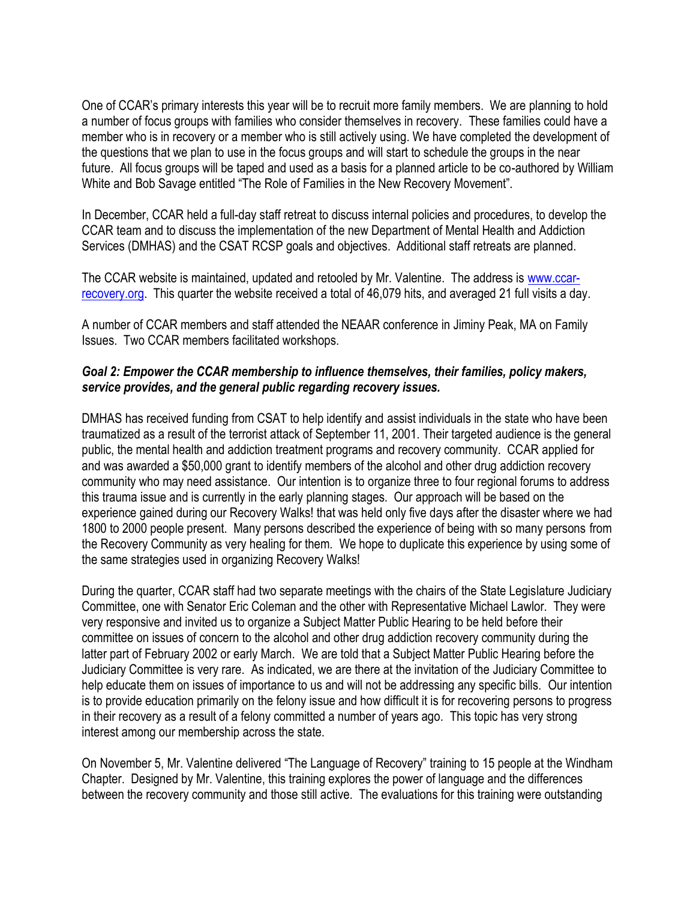One of CCAR's primary interests this year will be to recruit more family members. We are planning to hold a number of focus groups with families who consider themselves in recovery. These families could have a member who is in recovery or a member who is still actively using. We have completed the development of the questions that we plan to use in the focus groups and will start to schedule the groups in the near future. All focus groups will be taped and used as a basis for a planned article to be co-authored by William White and Bob Savage entitled "The Role of Families in the New Recovery Movement".

In December, CCAR held a full-day staff retreat to discuss internal policies and procedures, to develop the CCAR team and to discuss the implementation of the new Department of Mental Health and Addiction Services (DMHAS) and the CSAT RCSP goals and objectives. Additional staff retreats are planned.

The CCAR website is maintained, updated and retooled by Mr. Valentine. The address is [www.ccar-recovery.org](http://www.ccar-recovery.org). This quarter the website received a total of 46,079 hits, and averaged 21 full visits a day.

A number of CCAR members and staff attended the NEAAR conference in Jiminy Peak, MA on Family Issues. Two CCAR members facilitated workshops.

***Goal 2: Empower the CCAR membership to influence themselves, their families, policy makers, service provides, and the general public regarding recovery issues.***

DMHAS has received funding from CSAT to help identify and assist individuals in the state who have been traumatized as a result of the terrorist attack of September 11, 2001. Their targeted audience is the general public, the mental health and addiction treatment programs and recovery community. CCAR applied for and was awarded a $50,000 grant to identify members of the alcohol and other drug addiction recovery community who may need assistance. Our intention is to organize three to four regional forums to address this trauma issue and is currently in the early planning stages. Our approach will be based on the experience gained during our Recovery Walks! that was held only five days after the disaster where we had 1800 to 2000 people present. Many persons described the experience of being with so many persons from the Recovery Community as very healing for them. We hope to duplicate this experience by using some of the same strategies used in organizing Recovery Walks!

During the quarter, CCAR staff had two separate meetings with the chairs of the State Legislature Judiciary Committee, one with Senator Eric Coleman and the other with Representative Michael Lawlor. They were very responsive and invited us to organize a Subject Matter Public Hearing to be held before their committee on issues of concern to the alcohol and other drug addiction recovery community during the latter part of February 2002 or early March. We are told that a Subject Matter Public Hearing before the Judiciary Committee is very rare. As indicated, we are there at the invitation of the Judiciary Committee to help educate them on issues of importance to us and will not be addressing any specific bills. Our intention is to provide education primarily on the felony issue and how difficult it is for recovering persons to progress in their recovery as a result of a felony committed a number of years ago. This topic has very strong interest among our membership across the state.

On November 5, Mr. Valentine delivered "The Language of Recovery" training to 15 people at the Windham Chapter. Designed by Mr. Valentine, this training explores the power of language and the differences between the recovery community and those still active. The evaluations for this training were outstanding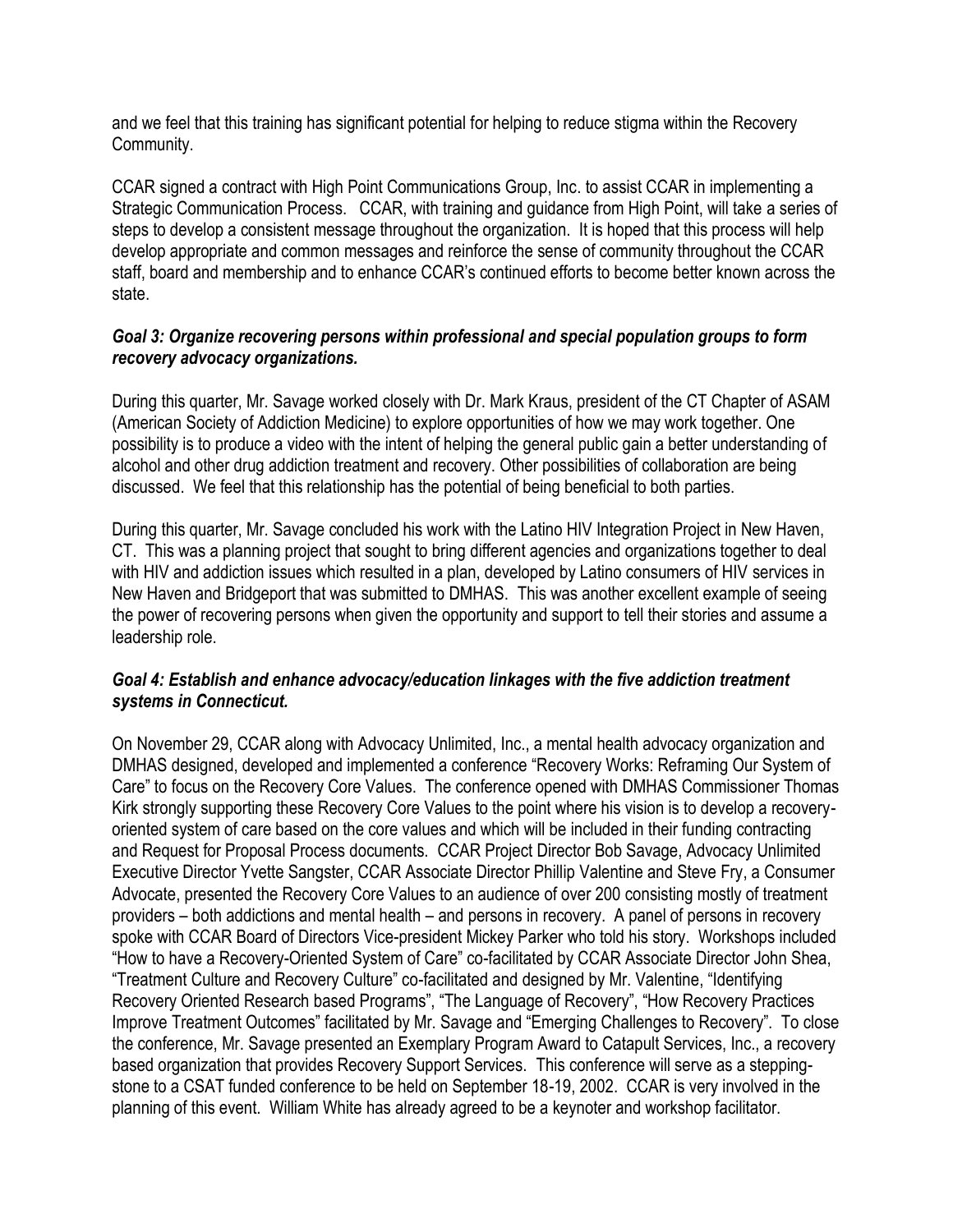and we feel that this training has significant potential for helping to reduce stigma within the Recovery Community.

CCAR signed a contract with High Point Communications Group, Inc. to assist CCAR in implementing a Strategic Communication Process. CCAR, with training and guidance from High Point, will take a series of steps to develop a consistent message throughout the organization. It is hoped that this process will help develop appropriate and common messages and reinforce the sense of community throughout the CCAR staff, board and membership and to enhance CCAR's continued efforts to become better known across the state.

***Goal 3: Organize recovering persons within professional and special population groups to form recovery advocacy organizations.***

During this quarter, Mr. Savage worked closely with Dr. Mark Kraus, president of the CT Chapter of ASAM (American Society of Addiction Medicine) to explore opportunities of how we may work together. One possibility is to produce a video with the intent of helping the general public gain a better understanding of alcohol and other drug addiction treatment and recovery. Other possibilities of collaboration are being discussed. We feel that this relationship has the potential of being beneficial to both parties.

During this quarter, Mr. Savage concluded his work with the Latino HIV Integration Project in New Haven, CT. This was a planning project that sought to bring different agencies and organizations together to deal with HIV and addiction issues which resulted in a plan, developed by Latino consumers of HIV services in New Haven and Bridgeport that was submitted to DMHAS. This was another excellent example of seeing the power of recovering persons when given the opportunity and support to tell their stories and assume a leadership role.

***Goal 4: Establish and enhance advocacy/education linkages with the five addiction treatment systems in Connecticut.***

On November 29, CCAR along with Advocacy Unlimited, Inc., a mental health advocacy organization and DMHAS designed, developed and implemented a conference "Recovery Works: Reframing Our System of Care" to focus on the Recovery Core Values. The conference opened with DMHAS Commissioner Thomas Kirk strongly supporting these Recovery Core Values to the point where his vision is to develop a recovery-oriented system of care based on the core values and which will be included in their funding contracting and Request for Proposal Process documents. CCAR Project Director Bob Savage, Advocacy Unlimited Executive Director Yvette Sangster, CCAR Associate Director Phillip Valentine and Steve Fry, a Consumer Advocate, presented the Recovery Core Values to an audience of over 200 consisting mostly of treatment providers – both addictions and mental health – and persons in recovery. A panel of persons in recovery spoke with CCAR Board of Directors Vice-president Mickey Parker who told his story. Workshops included "How to have a Recovery-Oriented System of Care" co-facilitated by CCAR Associate Director John Shea, "Treatment Culture and Recovery Culture" co-facilitated and designed by Mr. Valentine, "Identifying Recovery Oriented Research based Programs", "The Language of Recovery", "How Recovery Practices Improve Treatment Outcomes" facilitated by Mr. Savage and "Emerging Challenges to Recovery". To close the conference, Mr. Savage presented an Exemplary Program Award to Catapult Services, Inc., a recovery based organization that provides Recovery Support Services. This conference will serve as a stepping-stone to a CSAT funded conference to be held on September 18-19, 2002. CCAR is very involved in the planning of this event. William White has already agreed to be a keynoter and workshop facilitator.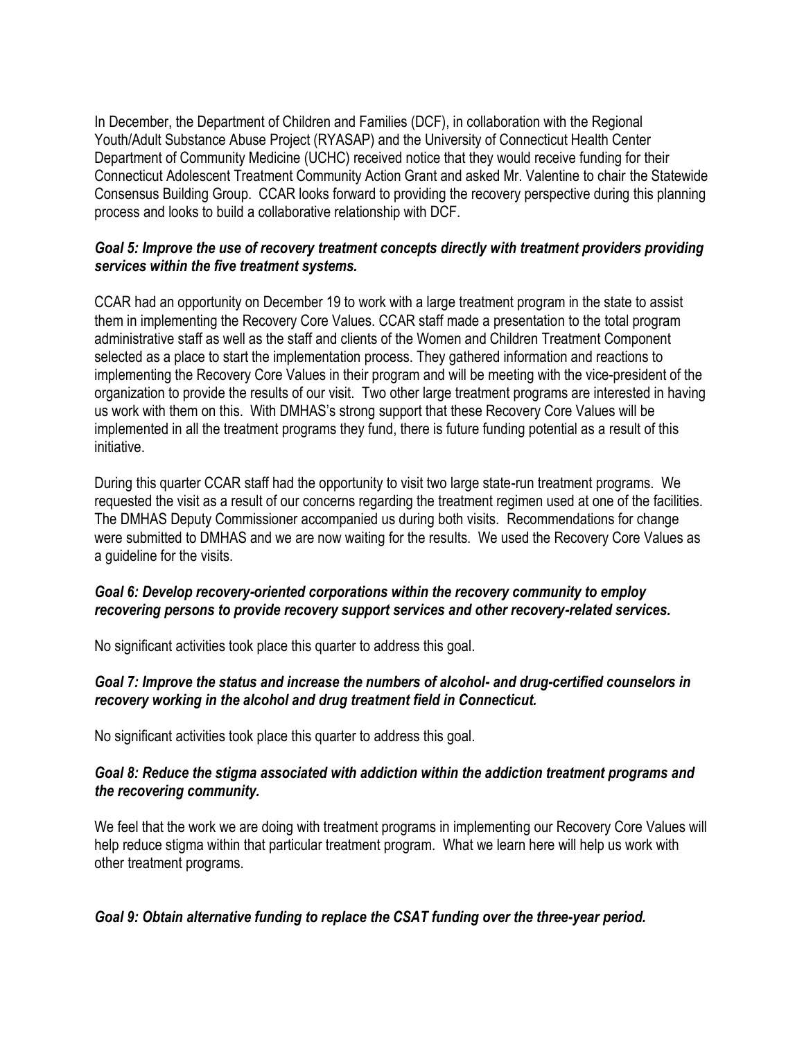In December, the Department of Children and Families (DCF), in collaboration with the Regional Youth/Adult Substance Abuse Project (RYASAP) and the University of Connecticut Health Center Department of Community Medicine (UCHC) received notice that they would receive funding for their Connecticut Adolescent Treatment Community Action Grant and asked Mr. Valentine to chair the Statewide Consensus Building Group. CCAR looks forward to providing the recovery perspective during this planning process and looks to build a collaborative relationship with DCF.

***Goal 5: Improve the use of recovery treatment concepts directly with treatment providers providing services within the five treatment systems.***

CCAR had an opportunity on December 19 to work with a large treatment program in the state to assist them in implementing the Recovery Core Values. CCAR staff made a presentation to the total program administrative staff as well as the staff and clients of the Women and Children Treatment Component selected as a place to start the implementation process. They gathered information and reactions to implementing the Recovery Core Values in their program and will be meeting with the vice-president of the organization to provide the results of our visit. Two other large treatment programs are interested in having us work with them on this. With DMHAS's strong support that these Recovery Core Values will be implemented in all the treatment programs they fund, there is future funding potential as a result of this initiative.

During this quarter CCAR staff had the opportunity to visit two large state-run treatment programs. We requested the visit as a result of our concerns regarding the treatment regimen used at one of the facilities. The DMHAS Deputy Commissioner accompanied us during both visits. Recommendations for change were submitted to DMHAS and we are now waiting for the results. We used the Recovery Core Values as a guideline for the visits.

***Goal 6: Develop recovery-oriented corporations within the recovery community to employ recovering persons to provide recovery support services and other recovery-related services.***

No significant activities took place this quarter to address this goal.

***Goal 7: Improve the status and increase the numbers of alcohol- and drug-certified counselors in recovery working in the alcohol and drug treatment field in Connecticut.***

No significant activities took place this quarter to address this goal.

***Goal 8: Reduce the stigma associated with addiction within the addiction treatment programs and the recovering community.***

We feel that the work we are doing with treatment programs in implementing our Recovery Core Values will help reduce stigma within that particular treatment program. What we learn here will help us work with other treatment programs.

***Goal 9: Obtain alternative funding to replace the CSAT funding over the three-year period.***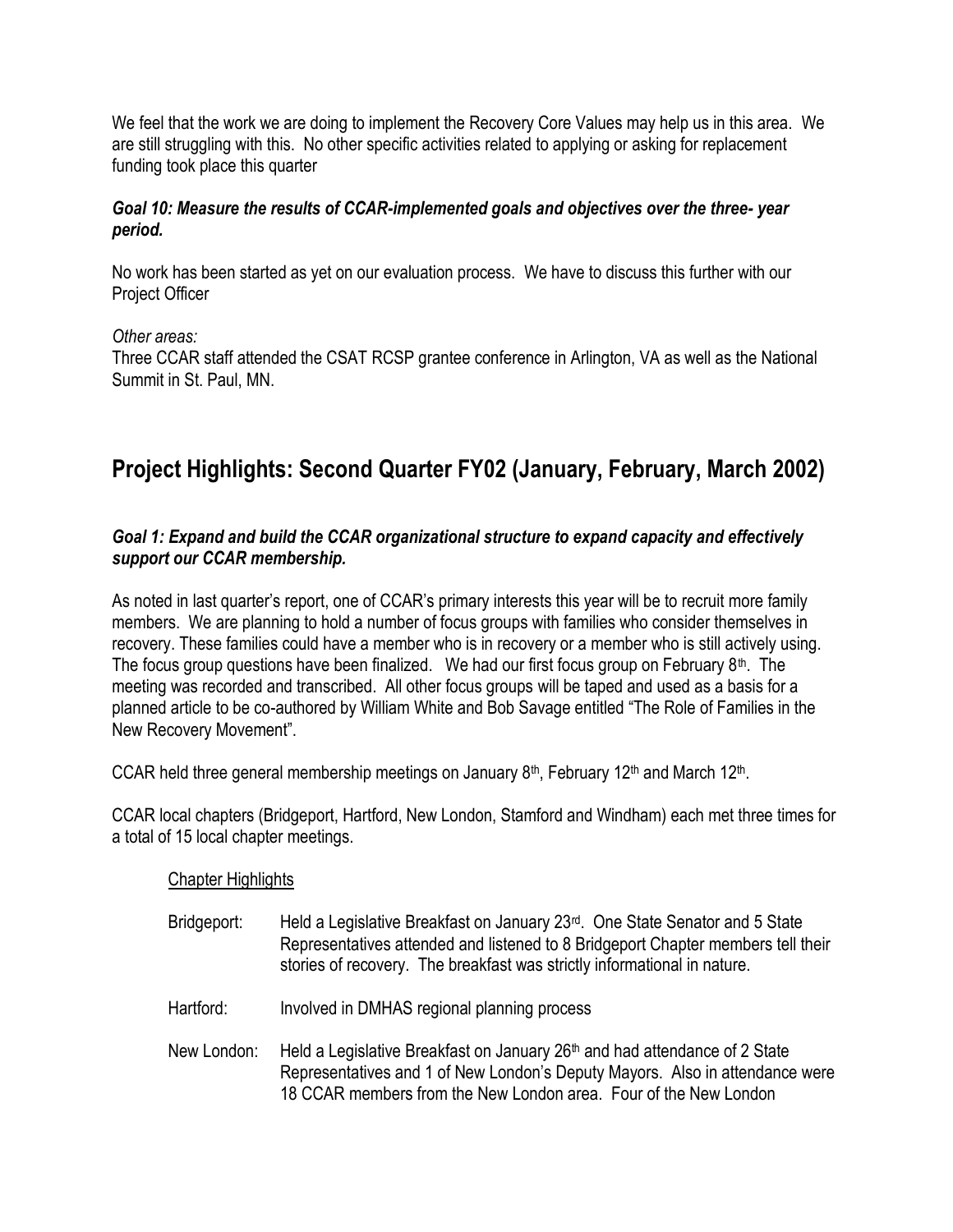We feel that the work we are doing to implement the Recovery Core Values may help us in this area. We are still struggling with this. No other specific activities related to applying or asking for replacement funding took place this quarter

***Goal 10: Measure the results of CCAR-implemented goals and objectives over the three- year period.***

No work has been started as yet on our evaluation process. We have to discuss this further with our Project Officer

*Other areas:*

Three CCAR staff attended the CSAT RCSP grantee conference in Arlington, VA as well as the National Summit in St. Paul, MN.

## Project Highlights: Second Quarter FY02 (January, February, March 2002)

***Goal 1: Expand and build the CCAR organizational structure to expand capacity and effectively support our CCAR membership.***

As noted in last quarter's report, one of CCAR's primary interests this year will be to recruit more family members. We are planning to hold a number of focus groups with families who consider themselves in recovery. These families could have a member who is in recovery or a member who is still actively using. The focus group questions have been finalized. We had our first focus group on February 8th. The meeting was recorded and transcribed. All other focus groups will be taped and used as a basis for a planned article to be co-authored by William White and Bob Savage entitled "The Role of Families in the New Recovery Movement".

CCAR held three general membership meetings on January 8th, February 12th and March 12th.

CCAR local chapters (Bridgeport, Hartford, New London, Stamford and Windham) each met three times for a total of 15 local chapter meetings.

Chapter Highlights

Bridgeport: Held a Legislative Breakfast on January 23rd. One State Senator and 5 State Representatives attended and listened to 8 Bridgeport Chapter members tell their stories of recovery. The breakfast was strictly informational in nature.

Hartford: Involved in DMHAS regional planning process

New London: Held a Legislative Breakfast on January 26th and had attendance of 2 State Representatives and 1 of New London's Deputy Mayors. Also in attendance were 18 CCAR members from the New London area. Four of the New London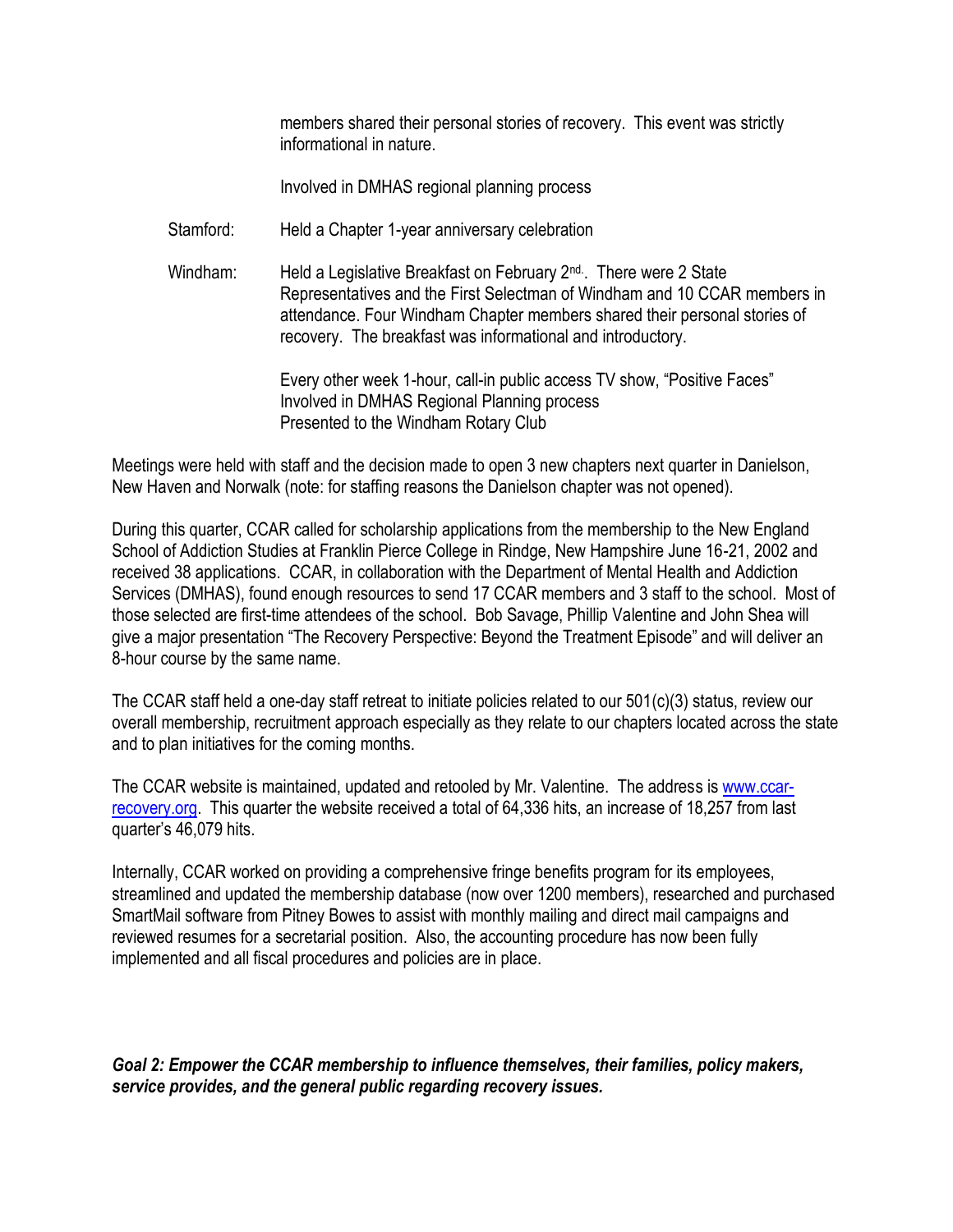members shared their personal stories of recovery. This event was strictly informational in nature.

Involved in DMHAS regional planning process

Stamford: Held a Chapter 1-year anniversary celebration

Windham: Held a Legislative Breakfast on February 2nd.. There were 2 State Representatives and the First Selectman of Windham and 10 CCAR members in attendance. Four Windham Chapter members shared their personal stories of recovery. The breakfast was informational and introductory.

Every other week 1-hour, call-in public access TV show, "Positive Faces"
Involved in DMHAS Regional Planning process
Presented to the Windham Rotary Club

Meetings were held with staff and the decision made to open 3 new chapters next quarter in Danielson, New Haven and Norwalk (note: for staffing reasons the Danielson chapter was not opened).

During this quarter, CCAR called for scholarship applications from the membership to the New England School of Addiction Studies at Franklin Pierce College in Rindge, New Hampshire June 16-21, 2002 and received 38 applications. CCAR, in collaboration with the Department of Mental Health and Addiction Services (DMHAS), found enough resources to send 17 CCAR members and 3 staff to the school. Most of those selected are first-time attendees of the school. Bob Savage, Phillip Valentine and John Shea will give a major presentation "The Recovery Perspective: Beyond the Treatment Episode" and will deliver an 8-hour course by the same name.

The CCAR staff held a one-day staff retreat to initiate policies related to our 501(c)(3) status, review our overall membership, recruitment approach especially as they relate to our chapters located across the state and to plan initiatives for the coming months.

The CCAR website is maintained, updated and retooled by Mr. Valentine. The address is [www.ccar-recovery.org](www.ccar-recovery.org). This quarter the website received a total of 64,336 hits, an increase of 18,257 from last quarter's 46,079 hits.

Internally, CCAR worked on providing a comprehensive fringe benefits program for its employees, streamlined and updated the membership database (now over 1200 members), researched and purchased SmartMail software from Pitney Bowes to assist with monthly mailing and direct mail campaigns and reviewed resumes for a secretarial position. Also, the accounting procedure has now been fully implemented and all fiscal procedures and policies are in place.

***Goal 2: Empower the CCAR membership to influence themselves, their families, policy makers, service provides, and the general public regarding recovery issues.***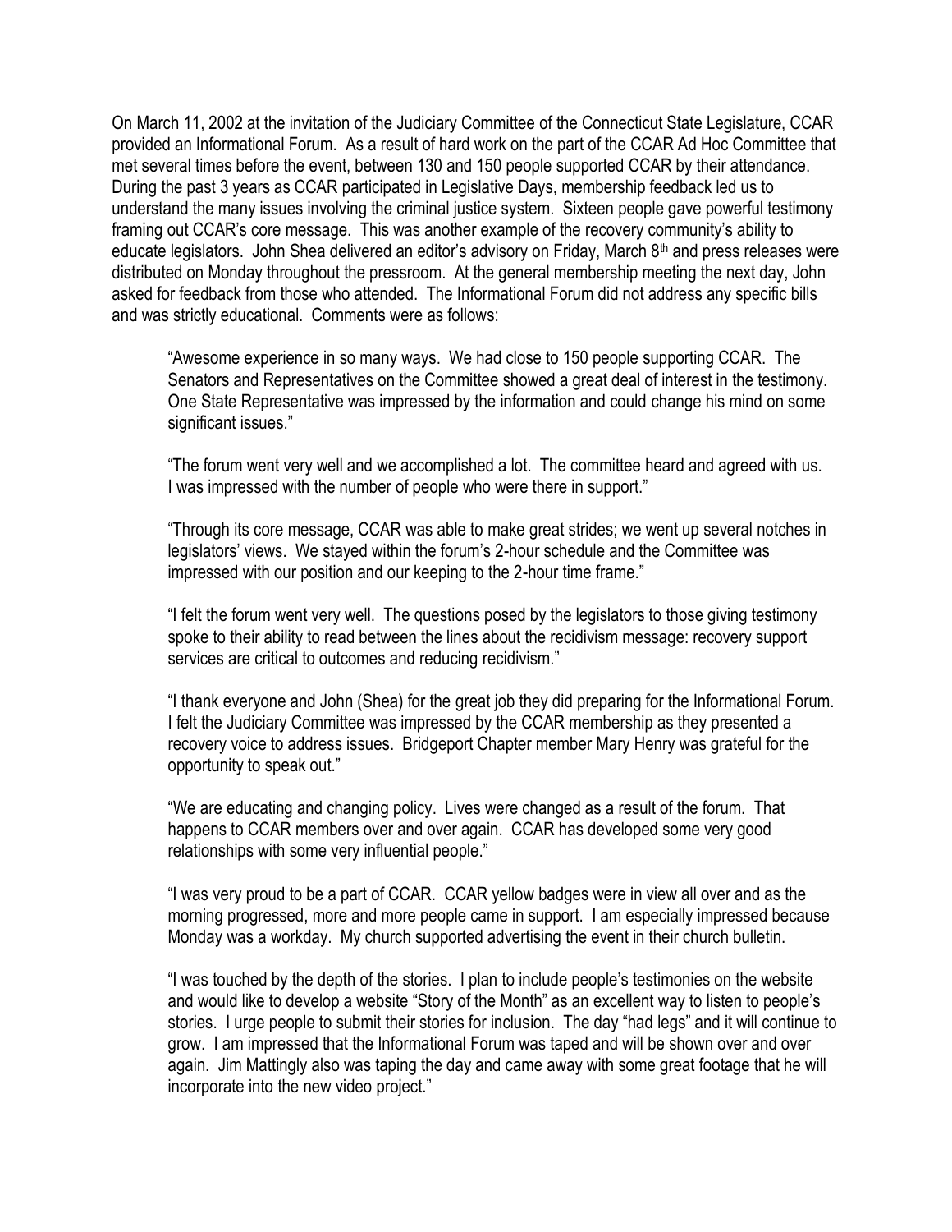On March 11, 2002 at the invitation of the Judiciary Committee of the Connecticut State Legislature, CCAR provided an Informational Forum. As a result of hard work on the part of the CCAR Ad Hoc Committee that met several times before the event, between 130 and 150 people supported CCAR by their attendance. During the past 3 years as CCAR participated in Legislative Days, membership feedback led us to understand the many issues involving the criminal justice system. Sixteen people gave powerful testimony framing out CCAR's core message. This was another example of the recovery community's ability to educate legislators. John Shea delivered an editor's advisory on Friday, March 8th and press releases were distributed on Monday throughout the pressroom. At the general membership meeting the next day, John asked for feedback from those who attended. The Informational Forum did not address any specific bills and was strictly educational. Comments were as follows:

> "Awesome experience in so many ways. We had close to 150 people supporting CCAR. The Senators and Representatives on the Committee showed a great deal of interest in the testimony. One State Representative was impressed by the information and could change his mind on some significant issues."
>
> "The forum went very well and we accomplished a lot. The committee heard and agreed with us. I was impressed with the number of people who were there in support."
>
> "Through its core message, CCAR was able to make great strides; we went up several notches in legislators' views. We stayed within the forum's 2-hour schedule and the Committee was impressed with our position and our keeping to the 2-hour time frame."
>
> "I felt the forum went very well. The questions posed by the legislators to those giving testimony spoke to their ability to read between the lines about the recidivism message: recovery support services are critical to outcomes and reducing recidivism."
>
> "I thank everyone and John (Shea) for the great job they did preparing for the Informational Forum. I felt the Judiciary Committee was impressed by the CCAR membership as they presented a recovery voice to address issues. Bridgeport Chapter member Mary Henry was grateful for the opportunity to speak out."
>
> "We are educating and changing policy. Lives were changed as a result of the forum. That happens to CCAR members over and over again. CCAR has developed some very good relationships with some very influential people."
>
> "I was very proud to be a part of CCAR. CCAR yellow badges were in view all over and as the morning progressed, more and more people came in support. I am especially impressed because Monday was a workday. My church supported advertising the event in their church bulletin.
>
> "I was touched by the depth of the stories. I plan to include people's testimonies on the website and would like to develop a website "Story of the Month" as an excellent way to listen to people's stories. I urge people to submit their stories for inclusion. The day "had legs" and it will continue to grow. I am impressed that the Informational Forum was taped and will be shown over and over again. Jim Mattingly also was taping the day and came away with some great footage that he will incorporate into the new video project."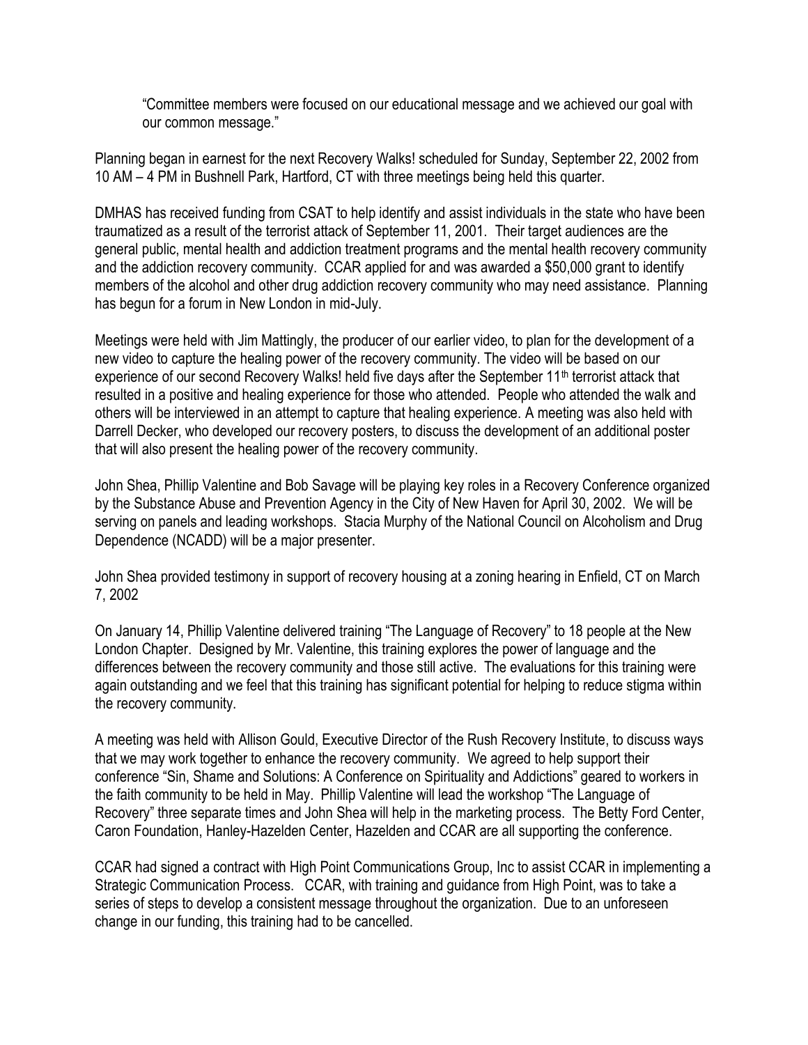> “Committee members were focused on our educational message and we achieved our goal with our common message.”

Planning began in earnest for the next Recovery Walks! scheduled for Sunday, September 22, 2002 from 10 AM – 4 PM in Bushnell Park, Hartford, CT with three meetings being held this quarter.

DMHAS has received funding from CSAT to help identify and assist individuals in the state who have been traumatized as a result of the terrorist attack of September 11, 2001. Their target audiences are the general public, mental health and addiction treatment programs and the mental health recovery community and the addiction recovery community. CCAR applied for and was awarded a $50,000 grant to identify members of the alcohol and other drug addiction recovery community who may need assistance. Planning has begun for a forum in New London in mid-July.

Meetings were held with Jim Mattingly, the producer of our earlier video, to plan for the development of a new video to capture the healing power of the recovery community. The video will be based on our experience of our second Recovery Walks! held five days after the September 11th terrorist attack that resulted in a positive and healing experience for those who attended. People who attended the walk and others will be interviewed in an attempt to capture that healing experience. A meeting was also held with Darrell Decker, who developed our recovery posters, to discuss the development of an additional poster that will also present the healing power of the recovery community.

John Shea, Phillip Valentine and Bob Savage will be playing key roles in a Recovery Conference organized by the Substance Abuse and Prevention Agency in the City of New Haven for April 30, 2002. We will be serving on panels and leading workshops. Stacia Murphy of the National Council on Alcoholism and Drug Dependence (NCADD) will be a major presenter.

John Shea provided testimony in support of recovery housing at a zoning hearing in Enfield, CT on March 7, 2002

On January 14, Phillip Valentine delivered training “The Language of Recovery” to 18 people at the New London Chapter. Designed by Mr. Valentine, this training explores the power of language and the differences between the recovery community and those still active. The evaluations for this training were again outstanding and we feel that this training has significant potential for helping to reduce stigma within the recovery community.

A meeting was held with Allison Gould, Executive Director of the Rush Recovery Institute, to discuss ways that we may work together to enhance the recovery community. We agreed to help support their conference “Sin, Shame and Solutions: A Conference on Spirituality and Addictions” geared to workers in the faith community to be held in May. Phillip Valentine will lead the workshop “The Language of Recovery” three separate times and John Shea will help in the marketing process. The Betty Ford Center, Caron Foundation, Hanley-Hazelden Center, Hazelden and CCAR are all supporting the conference.

CCAR had signed a contract with High Point Communications Group, Inc to assist CCAR in implementing a Strategic Communication Process. CCAR, with training and guidance from High Point, was to take a series of steps to develop a consistent message throughout the organization. Due to an unforeseen change in our funding, this training had to be cancelled.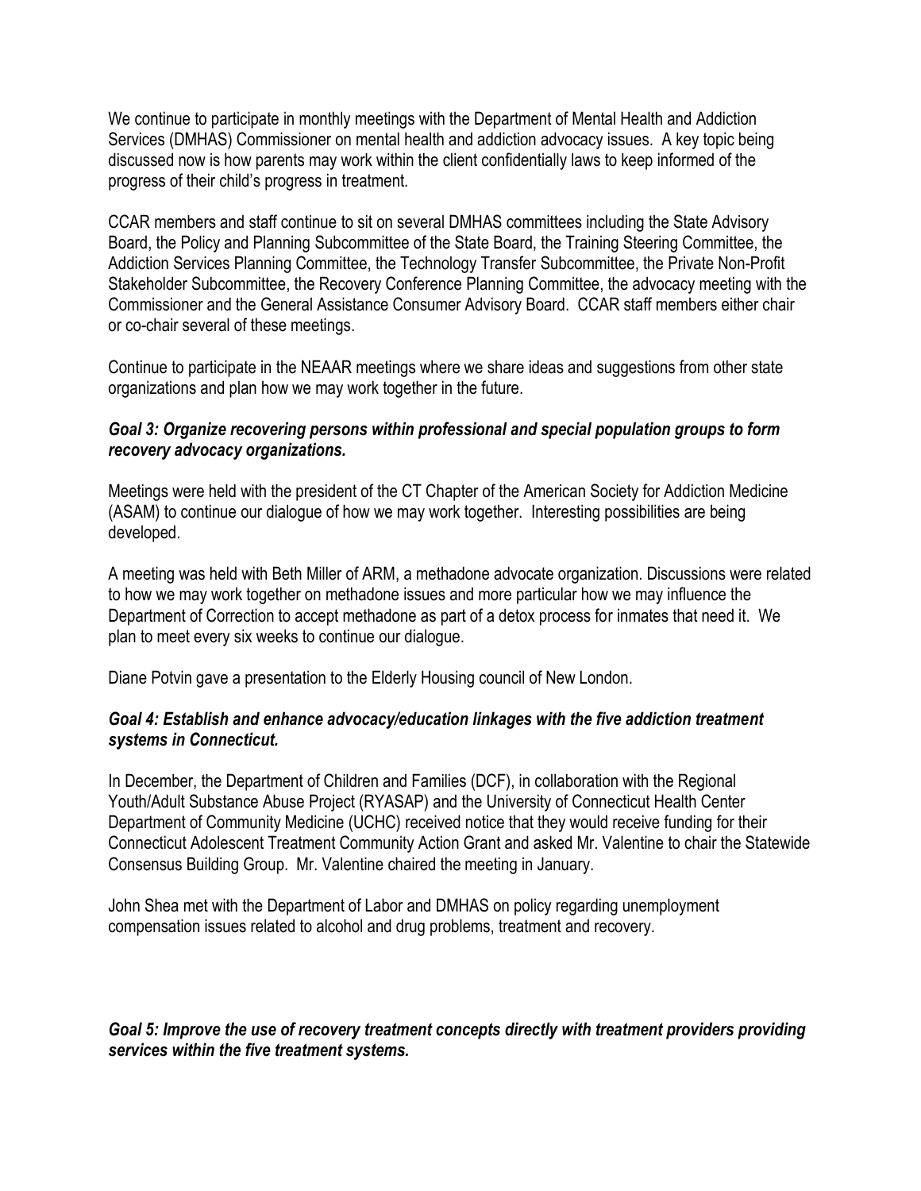We continue to participate in monthly meetings with the Department of Mental Health and Addiction Services (DMHAS) Commissioner on mental health and addiction advocacy issues. A key topic being discussed now is how parents may work within the client confidentially laws to keep informed of the progress of their child's progress in treatment.

CCAR members and staff continue to sit on several DMHAS committees including the State Advisory Board, the Policy and Planning Subcommittee of the State Board, the Training Steering Committee, the Addiction Services Planning Committee, the Technology Transfer Subcommittee, the Private Non-Profit Stakeholder Subcommittee, the Recovery Conference Planning Committee, the advocacy meeting with the Commissioner and the General Assistance Consumer Advisory Board. CCAR staff members either chair or co-chair several of these meetings.

Continue to participate in the NEAAR meetings where we share ideas and suggestions from other state organizations and plan how we may work together in the future.

***Goal 3: Organize recovering persons within professional and special population groups to form recovery advocacy organizations.***

Meetings were held with the president of the CT Chapter of the American Society for Addiction Medicine (ASAM) to continue our dialogue of how we may work together. Interesting possibilities are being developed.

A meeting was held with Beth Miller of ARM, a methadone advocate organization. Discussions were related to how we may work together on methadone issues and more particular how we may influence the Department of Correction to accept methadone as part of a detox process for inmates that need it. We plan to meet every six weeks to continue our dialogue.

Diane Potvin gave a presentation to the Elderly Housing council of New London.

***Goal 4: Establish and enhance advocacy/education linkages with the five addiction treatment systems in Connecticut.***

In December, the Department of Children and Families (DCF), in collaboration with the Regional Youth/Adult Substance Abuse Project (RYASAP) and the University of Connecticut Health Center Department of Community Medicine (UCHC) received notice that they would receive funding for their Connecticut Adolescent Treatment Community Action Grant and asked Mr. Valentine to chair the Statewide Consensus Building Group. Mr. Valentine chaired the meeting in January.

John Shea met with the Department of Labor and DMHAS on policy regarding unemployment compensation issues related to alcohol and drug problems, treatment and recovery.

***Goal 5: Improve the use of recovery treatment concepts directly with treatment providers providing services within the five treatment systems.***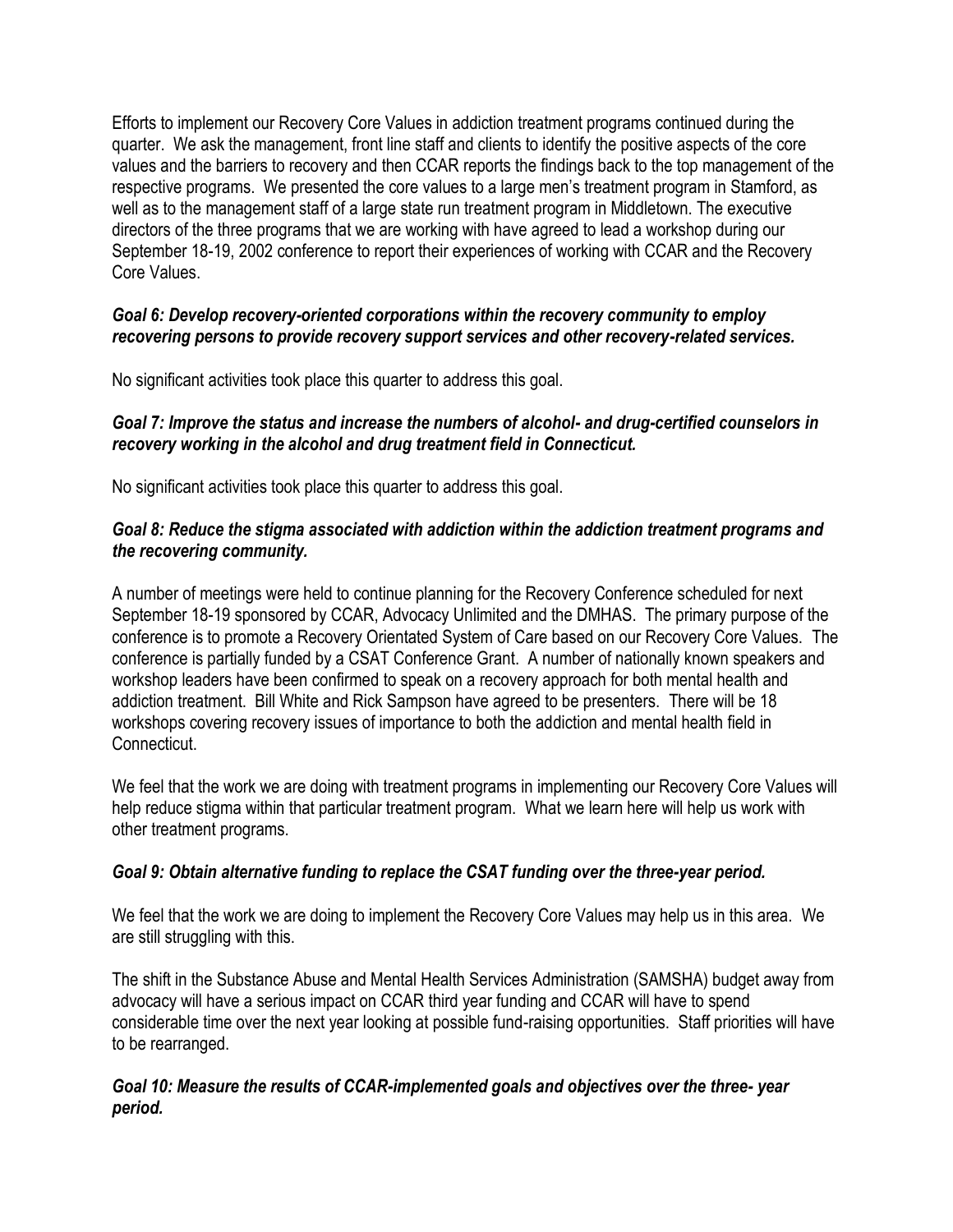Efforts to implement our Recovery Core Values in addiction treatment programs continued during the quarter. We ask the management, front line staff and clients to identify the positive aspects of the core values and the barriers to recovery and then CCAR reports the findings back to the top management of the respective programs. We presented the core values to a large men's treatment program in Stamford, as well as to the management staff of a large state run treatment program in Middletown. The executive directors of the three programs that we are working with have agreed to lead a workshop during our September 18-19, 2002 conference to report their experiences of working with CCAR and the Recovery Core Values.

***Goal 6: Develop recovery-oriented corporations within the recovery community to employ recovering persons to provide recovery support services and other recovery-related services.***

No significant activities took place this quarter to address this goal.

***Goal 7: Improve the status and increase the numbers of alcohol- and drug-certified counselors in recovery working in the alcohol and drug treatment field in Connecticut.***

No significant activities took place this quarter to address this goal.

***Goal 8: Reduce the stigma associated with addiction within the addiction treatment programs and the recovering community.***

A number of meetings were held to continue planning for the Recovery Conference scheduled for next September 18-19 sponsored by CCAR, Advocacy Unlimited and the DMHAS. The primary purpose of the conference is to promote a Recovery Orientated System of Care based on our Recovery Core Values. The conference is partially funded by a CSAT Conference Grant. A number of nationally known speakers and workshop leaders have been confirmed to speak on a recovery approach for both mental health and addiction treatment. Bill White and Rick Sampson have agreed to be presenters. There will be 18 workshops covering recovery issues of importance to both the addiction and mental health field in Connecticut.

We feel that the work we are doing with treatment programs in implementing our Recovery Core Values will help reduce stigma within that particular treatment program. What we learn here will help us work with other treatment programs.

***Goal 9: Obtain alternative funding to replace the CSAT funding over the three-year period.***

We feel that the work we are doing to implement the Recovery Core Values may help us in this area. We are still struggling with this.

The shift in the Substance Abuse and Mental Health Services Administration (SAMSHA) budget away from advocacy will have a serious impact on CCAR third year funding and CCAR will have to spend considerable time over the next year looking at possible fund-raising opportunities. Staff priorities will have to be rearranged.

***Goal 10: Measure the results of CCAR-implemented goals and objectives over the three- year period.***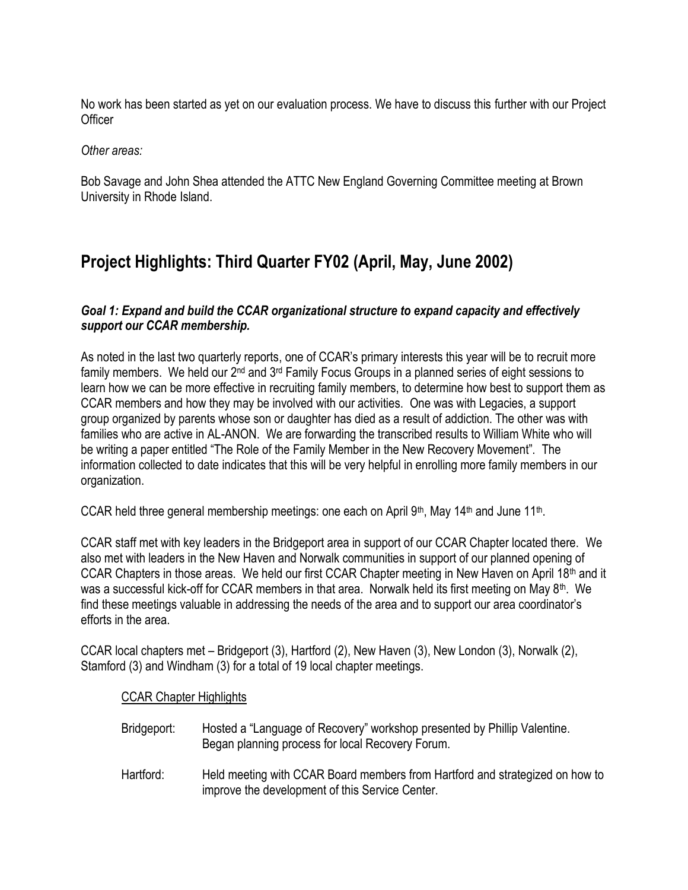No work has been started as yet on our evaluation process. We have to discuss this further with our Project Officer

*Other areas:*

Bob Savage and John Shea attended the ATTC New England Governing Committee meeting at Brown University in Rhode Island.

## Project Highlights: Third Quarter FY02 (April, May, June 2002)

***Goal 1: Expand and build the CCAR organizational structure to expand capacity and effectively support our CCAR membership.***

As noted in the last two quarterly reports, one of CCAR's primary interests this year will be to recruit more family members. We held our 2nd and 3rd Family Focus Groups in a planned series of eight sessions to learn how we can be more effective in recruiting family members, to determine how best to support them as CCAR members and how they may be involved with our activities. One was with Legacies, a support group organized by parents whose son or daughter has died as a result of addiction. The other was with families who are active in AL-ANON. We are forwarding the transcribed results to William White who will be writing a paper entitled "The Role of the Family Member in the New Recovery Movement". The information collected to date indicates that this will be very helpful in enrolling more family members in our organization.

CCAR held three general membership meetings: one each on April 9th, May 14th and June 11th.

CCAR staff met with key leaders in the Bridgeport area in support of our CCAR Chapter located there. We also met with leaders in the New Haven and Norwalk communities in support of our planned opening of CCAR Chapters in those areas. We held our first CCAR Chapter meeting in New Haven on April 18th and it was a successful kick-off for CCAR members in that area. Norwalk held its first meeting on May 8th. We find these meetings valuable in addressing the needs of the area and to support our area coordinator's efforts in the area.

CCAR local chapters met – Bridgeport (3), Hartford (2), New Haven (3), New London (3), Norwalk (2), Stamford (3) and Windham (3) for a total of 19 local chapter meetings.

<u>CCAR Chapter Highlights</u>

Bridgeport: Hosted a "Language of Recovery" workshop presented by Phillip Valentine. Began planning process for local Recovery Forum.

Hartford: Held meeting with CCAR Board members from Hartford and strategized on how to improve the development of this Service Center.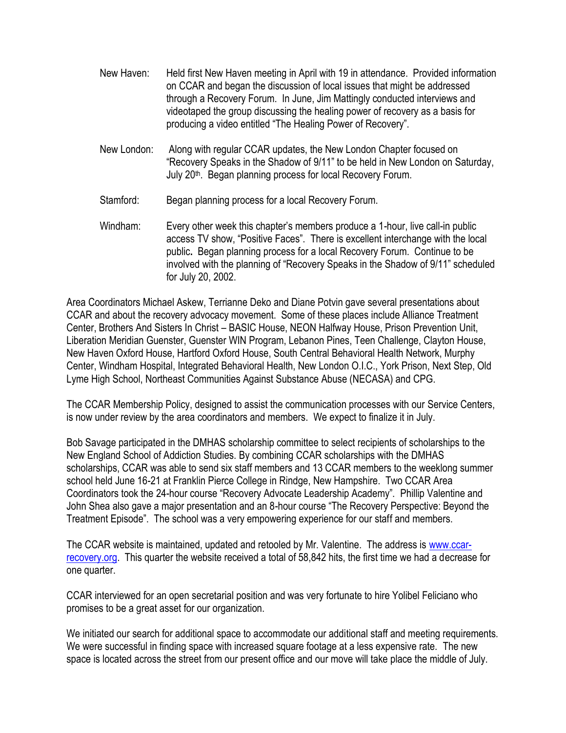New Haven: Held first New Haven meeting in April with 19 in attendance. Provided information on CCAR and began the discussion of local issues that might be addressed through a Recovery Forum. In June, Jim Mattingly conducted interviews and videotaped the group discussing the healing power of recovery as a basis for producing a video entitled "The Healing Power of Recovery".

New London: Along with regular CCAR updates, the New London Chapter focused on "Recovery Speaks in the Shadow of 9/11" to be held in New London on Saturday, July 20th. Began planning process for local Recovery Forum.

Stamford: Began planning process for a local Recovery Forum.

Windham: Every other week this chapter's members produce a 1-hour, live call-in public access TV show, "Positive Faces". There is excellent interchange with the local public. Began planning process for a local Recovery Forum. Continue to be involved with the planning of "Recovery Speaks in the Shadow of 9/11" scheduled for July 20, 2002.

Area Coordinators Michael Askew, Terrianne Deko and Diane Potvin gave several presentations about CCAR and about the recovery advocacy movement. Some of these places include Alliance Treatment Center, Brothers And Sisters In Christ – BASIC House, NEON Halfway House, Prison Prevention Unit, Liberation Meridian Guenster, Guenster WIN Program, Lebanon Pines, Teen Challenge, Clayton House, New Haven Oxford House, Hartford Oxford House, South Central Behavioral Health Network, Murphy Center, Windham Hospital, Integrated Behavioral Health, New London O.I.C., York Prison, Next Step, Old Lyme High School, Northeast Communities Against Substance Abuse (NECASA) and CPG.

The CCAR Membership Policy, designed to assist the communication processes with our Service Centers, is now under review by the area coordinators and members. We expect to finalize it in July.

Bob Savage participated in the DMHAS scholarship committee to select recipients of scholarships to the New England School of Addiction Studies. By combining CCAR scholarships with the DMHAS scholarships, CCAR was able to send six staff members and 13 CCAR members to the weeklong summer school held June 16-21 at Franklin Pierce College in Rindge, New Hampshire. Two CCAR Area Coordinators took the 24-hour course "Recovery Advocate Leadership Academy". Phillip Valentine and John Shea also gave a major presentation and an 8-hour course "The Recovery Perspective: Beyond the Treatment Episode". The school was a very empowering experience for our staff and members.

The CCAR website is maintained, updated and retooled by Mr. Valentine. The address is www.ccar-recovery.org. This quarter the website received a total of 58,842 hits, the first time we had a decrease for one quarter.

CCAR interviewed for an open secretarial position and was very fortunate to hire Yolibel Feliciano who promises to be a great asset for our organization.

We initiated our search for additional space to accommodate our additional staff and meeting requirements. We were successful in finding space with increased square footage at a less expensive rate. The new space is located across the street from our present office and our move will take place the middle of July.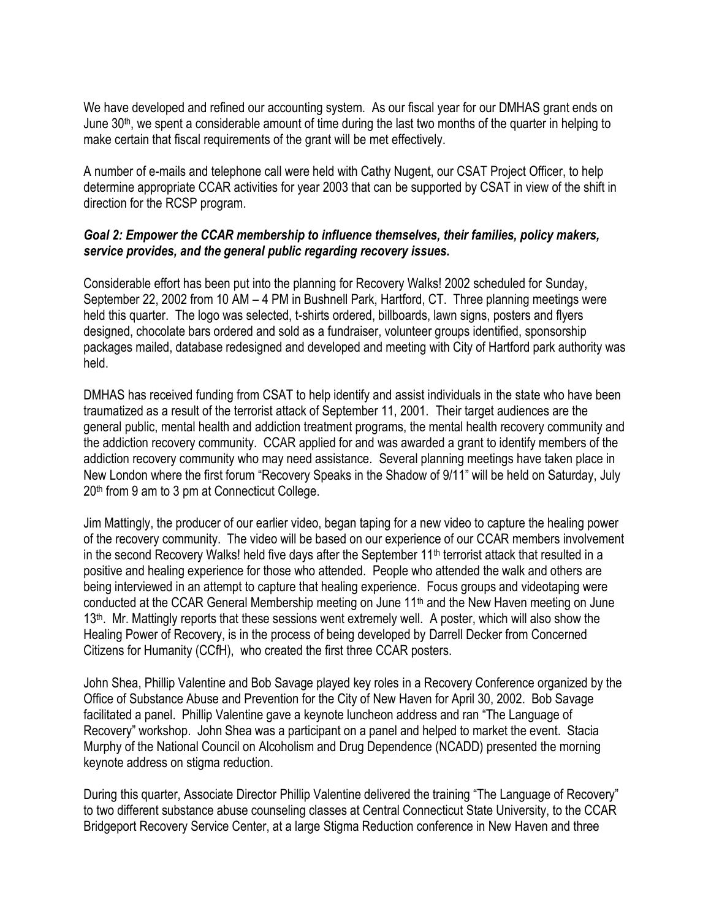We have developed and refined our accounting system. As our fiscal year for our DMHAS grant ends on June 30th, we spent a considerable amount of time during the last two months of the quarter in helping to make certain that fiscal requirements of the grant will be met effectively.

A number of e-mails and telephone call were held with Cathy Nugent, our CSAT Project Officer, to help determine appropriate CCAR activities for year 2003 that can be supported by CSAT in view of the shift in direction for the RCSP program.

***Goal 2: Empower the CCAR membership to influence themselves, their families, policy makers, service provides, and the general public regarding recovery issues.***

Considerable effort has been put into the planning for Recovery Walks! 2002 scheduled for Sunday, September 22, 2002 from 10 AM – 4 PM in Bushnell Park, Hartford, CT. Three planning meetings were held this quarter. The logo was selected, t-shirts ordered, billboards, lawn signs, posters and flyers designed, chocolate bars ordered and sold as a fundraiser, volunteer groups identified, sponsorship packages mailed, database redesigned and developed and meeting with City of Hartford park authority was held.

DMHAS has received funding from CSAT to help identify and assist individuals in the state who have been traumatized as a result of the terrorist attack of September 11, 2001. Their target audiences are the general public, mental health and addiction treatment programs, the mental health recovery community and the addiction recovery community. CCAR applied for and was awarded a grant to identify members of the addiction recovery community who may need assistance. Several planning meetings have taken place in New London where the first forum "Recovery Speaks in the Shadow of 9/11" will be held on Saturday, July 20th from 9 am to 3 pm at Connecticut College.

Jim Mattingly, the producer of our earlier video, began taping for a new video to capture the healing power of the recovery community. The video will be based on our experience of our CCAR members involvement in the second Recovery Walks! held five days after the September 11th terrorist attack that resulted in a positive and healing experience for those who attended. People who attended the walk and others are being interviewed in an attempt to capture that healing experience. Focus groups and videotaping were conducted at the CCAR General Membership meeting on June 11th and the New Haven meeting on June 13th. Mr. Mattingly reports that these sessions went extremely well. A poster, which will also show the Healing Power of Recovery, is in the process of being developed by Darrell Decker from Concerned Citizens for Humanity (CCfH), who created the first three CCAR posters.

John Shea, Phillip Valentine and Bob Savage played key roles in a Recovery Conference organized by the Office of Substance Abuse and Prevention for the City of New Haven for April 30, 2002. Bob Savage facilitated a panel. Phillip Valentine gave a keynote luncheon address and ran "The Language of Recovery" workshop. John Shea was a participant on a panel and helped to market the event. Stacia Murphy of the National Council on Alcoholism and Drug Dependence (NCADD) presented the morning keynote address on stigma reduction.

During this quarter, Associate Director Phillip Valentine delivered the training "The Language of Recovery" to two different substance abuse counseling classes at Central Connecticut State University, to the CCAR Bridgeport Recovery Service Center, at a large Stigma Reduction conference in New Haven and three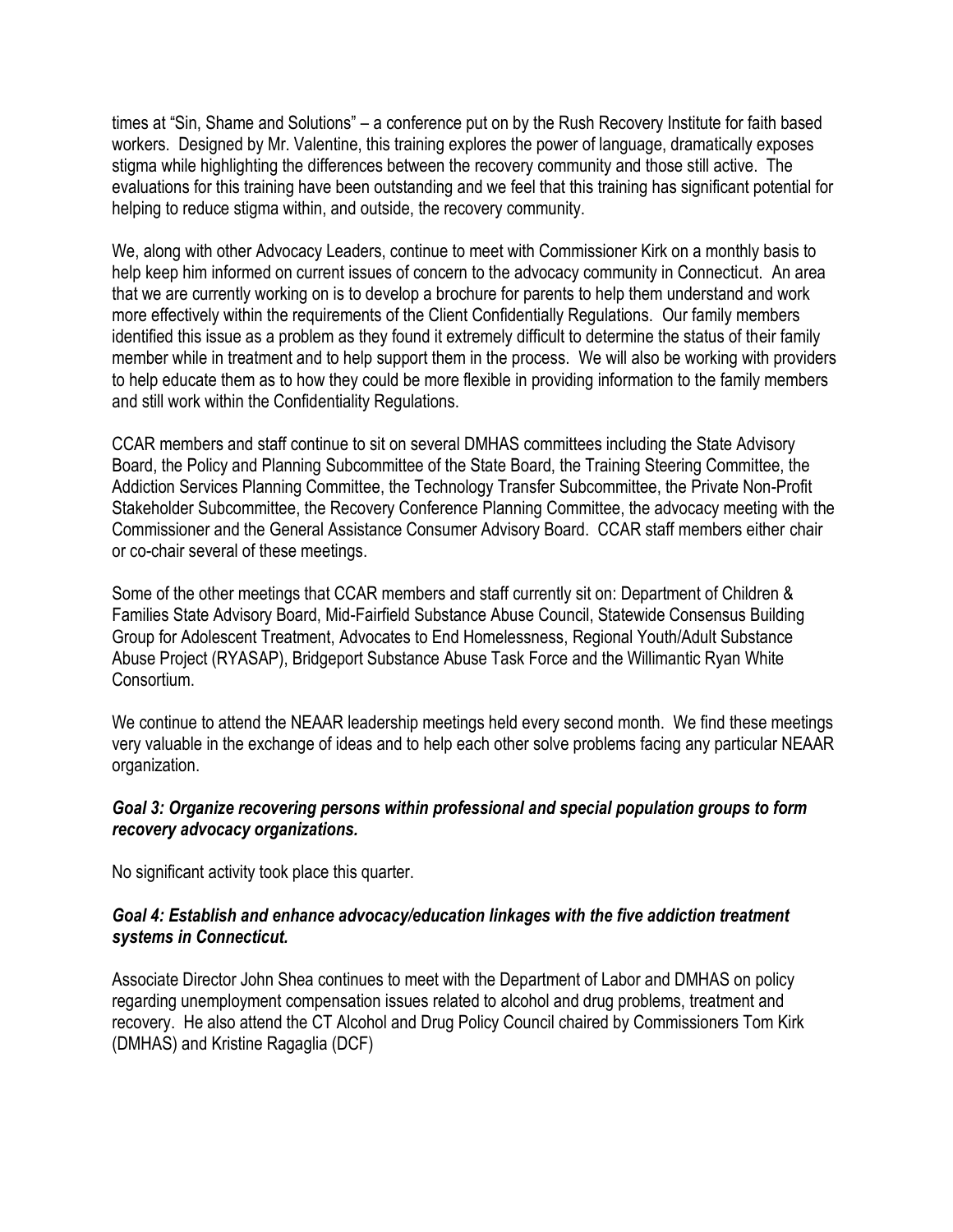times at "Sin, Shame and Solutions" – a conference put on by the Rush Recovery Institute for faith based workers. Designed by Mr. Valentine, this training explores the power of language, dramatically exposes stigma while highlighting the differences between the recovery community and those still active. The evaluations for this training have been outstanding and we feel that this training has significant potential for helping to reduce stigma within, and outside, the recovery community.

We, along with other Advocacy Leaders, continue to meet with Commissioner Kirk on a monthly basis to help keep him informed on current issues of concern to the advocacy community in Connecticut. An area that we are currently working on is to develop a brochure for parents to help them understand and work more effectively within the requirements of the Client Confidentially Regulations. Our family members identified this issue as a problem as they found it extremely difficult to determine the status of their family member while in treatment and to help support them in the process. We will also be working with providers to help educate them as to how they could be more flexible in providing information to the family members and still work within the Confidentiality Regulations.

CCAR members and staff continue to sit on several DMHAS committees including the State Advisory Board, the Policy and Planning Subcommittee of the State Board, the Training Steering Committee, the Addiction Services Planning Committee, the Technology Transfer Subcommittee, the Private Non-Profit Stakeholder Subcommittee, the Recovery Conference Planning Committee, the advocacy meeting with the Commissioner and the General Assistance Consumer Advisory Board. CCAR staff members either chair or co-chair several of these meetings.

Some of the other meetings that CCAR members and staff currently sit on: Department of Children & Families State Advisory Board, Mid-Fairfield Substance Abuse Council, Statewide Consensus Building Group for Adolescent Treatment, Advocates to End Homelessness, Regional Youth/Adult Substance Abuse Project (RYASAP), Bridgeport Substance Abuse Task Force and the Willimantic Ryan White Consortium.

We continue to attend the NEAAR leadership meetings held every second month. We find these meetings very valuable in the exchange of ideas and to help each other solve problems facing any particular NEAAR organization.

### *Goal 3: Organize recovering persons within professional and special population groups to form recovery advocacy organizations.*

No significant activity took place this quarter.

### *Goal 4: Establish and enhance advocacy/education linkages with the five addiction treatment systems in Connecticut.*

Associate Director John Shea continues to meet with the Department of Labor and DMHAS on policy regarding unemployment compensation issues related to alcohol and drug problems, treatment and recovery. He also attend the CT Alcohol and Drug Policy Council chaired by Commissioners Tom Kirk (DMHAS) and Kristine Ragaglia (DCF)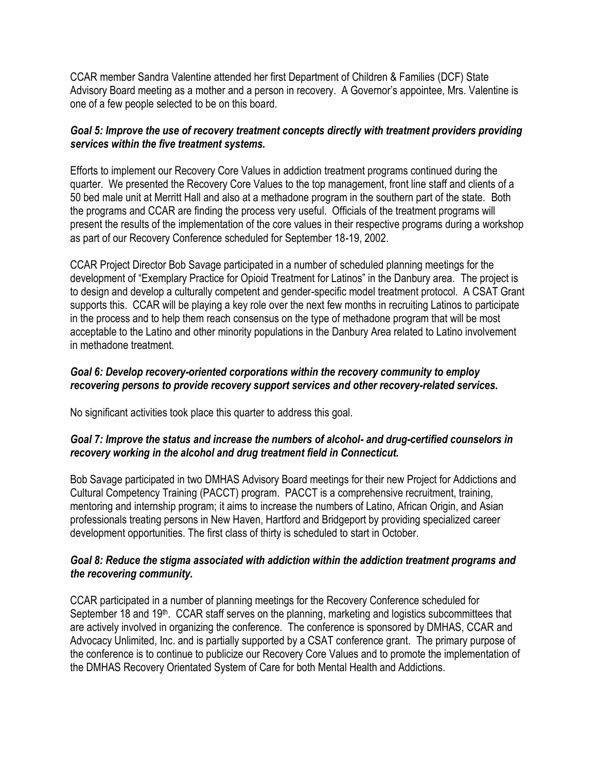CCAR member Sandra Valentine attended her first Department of Children & Families (DCF) State Advisory Board meeting as a mother and a person in recovery. A Governor's appointee, Mrs. Valentine is one of a few people selected to be on this board.

***Goal 5: Improve the use of recovery treatment concepts directly with treatment providers providing services within the five treatment systems.***

Efforts to implement our Recovery Core Values in addiction treatment programs continued during the quarter. We presented the Recovery Core Values to the top management, front line staff and clients of a 50 bed male unit at Merritt Hall and also at a methadone program in the southern part of the state. Both the programs and CCAR are finding the process very useful. Officials of the treatment programs will present the results of the implementation of the core values in their respective programs during a workshop as part of our Recovery Conference scheduled for September 18-19, 2002.

CCAR Project Director Bob Savage participated in a number of scheduled planning meetings for the development of "Exemplary Practice for Opioid Treatment for Latinos" in the Danbury area. The project is to design and develop a culturally competent and gender-specific model treatment protocol. A CSAT Grant supports this. CCAR will be playing a key role over the next few months in recruiting Latinos to participate in the process and to help them reach consensus on the type of methadone program that will be most acceptable to the Latino and other minority populations in the Danbury Area related to Latino involvement in methadone treatment.

***Goal 6: Develop recovery-oriented corporations within the recovery community to employ recovering persons to provide recovery support services and other recovery-related services.***

No significant activities took place this quarter to address this goal.

***Goal 7: Improve the status and increase the numbers of alcohol- and drug-certified counselors in recovery working in the alcohol and drug treatment field in Connecticut.***

Bob Savage participated in two DMHAS Advisory Board meetings for their new Project for Addictions and Cultural Competency Training (PACCT) program. PACCT is a comprehensive recruitment, training, mentoring and internship program; it aims to increase the numbers of Latino, African Origin, and Asian professionals treating persons in New Haven, Hartford and Bridgeport by providing specialized career development opportunities. The first class of thirty is scheduled to start in October.

***Goal 8: Reduce the stigma associated with addiction within the addiction treatment programs and the recovering community.***

CCAR participated in a number of planning meetings for the Recovery Conference scheduled for September 18 and 19th. CCAR staff serves on the planning, marketing and logistics subcommittees that are actively involved in organizing the conference. The conference is sponsored by DMHAS, CCAR and Advocacy Unlimited, Inc. and is partially supported by a CSAT conference grant. The primary purpose of the conference is to continue to publicize our Recovery Core Values and to promote the implementation of the DMHAS Recovery Orientated System of Care for both Mental Health and Addictions.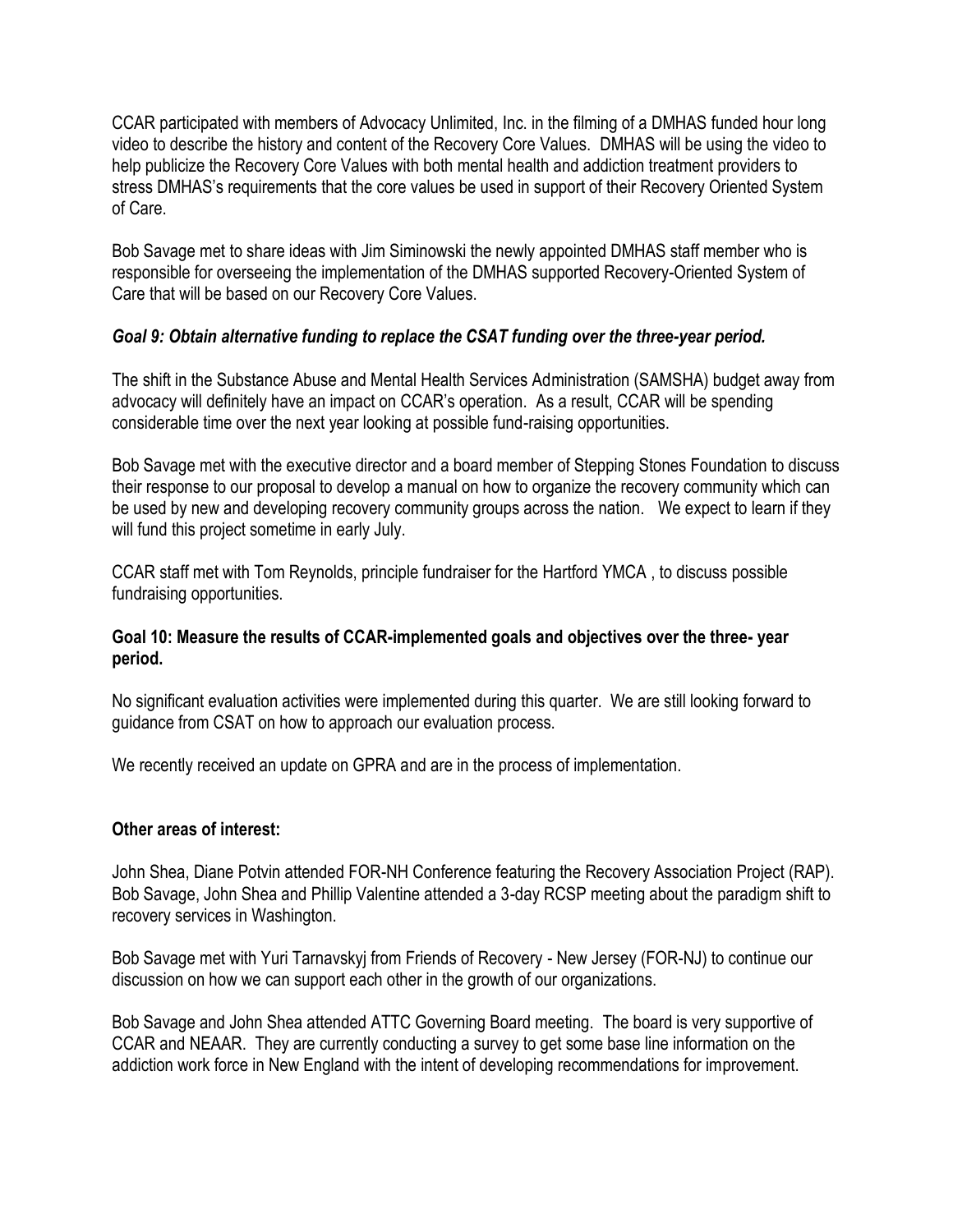CCAR participated with members of Advocacy Unlimited, Inc. in the filming of a DMHAS funded hour long video to describe the history and content of the Recovery Core Values. DMHAS will be using the video to help publicize the Recovery Core Values with both mental health and addiction treatment providers to stress DMHAS's requirements that the core values be used in support of their Recovery Oriented System of Care.

Bob Savage met to share ideas with Jim Siminowski the newly appointed DMHAS staff member who is responsible for overseeing the implementation of the DMHAS supported Recovery-Oriented System of Care that will be based on our Recovery Core Values.

***Goal 9: Obtain alternative funding to replace the CSAT funding over the three-year period.***

The shift in the Substance Abuse and Mental Health Services Administration (SAMSHA) budget away from advocacy will definitely have an impact on CCAR's operation. As a result, CCAR will be spending considerable time over the next year looking at possible fund-raising opportunities.

Bob Savage met with the executive director and a board member of Stepping Stones Foundation to discuss their response to our proposal to develop a manual on how to organize the recovery community which can be used by new and developing recovery community groups across the nation. We expect to learn if they will fund this project sometime in early July.

CCAR staff met with Tom Reynolds, principle fundraiser for the Hartford YMCA , to discuss possible fundraising opportunities.

**Goal 10: Measure the results of CCAR-implemented goals and objectives over the three- year period.**

No significant evaluation activities were implemented during this quarter. We are still looking forward to guidance from CSAT on how to approach our evaluation process.

We recently received an update on GPRA and are in the process of implementation.

**Other areas of interest:**

John Shea, Diane Potvin attended FOR-NH Conference featuring the Recovery Association Project (RAP). Bob Savage, John Shea and Phillip Valentine attended a 3-day RCSP meeting about the paradigm shift to recovery services in Washington.

Bob Savage met with Yuri Tarnavskyj from Friends of Recovery - New Jersey (FOR-NJ) to continue our discussion on how we can support each other in the growth of our organizations.

Bob Savage and John Shea attended ATTC Governing Board meeting. The board is very supportive of CCAR and NEAAR. They are currently conducting a survey to get some base line information on the addiction work force in New England with the intent of developing recommendations for improvement.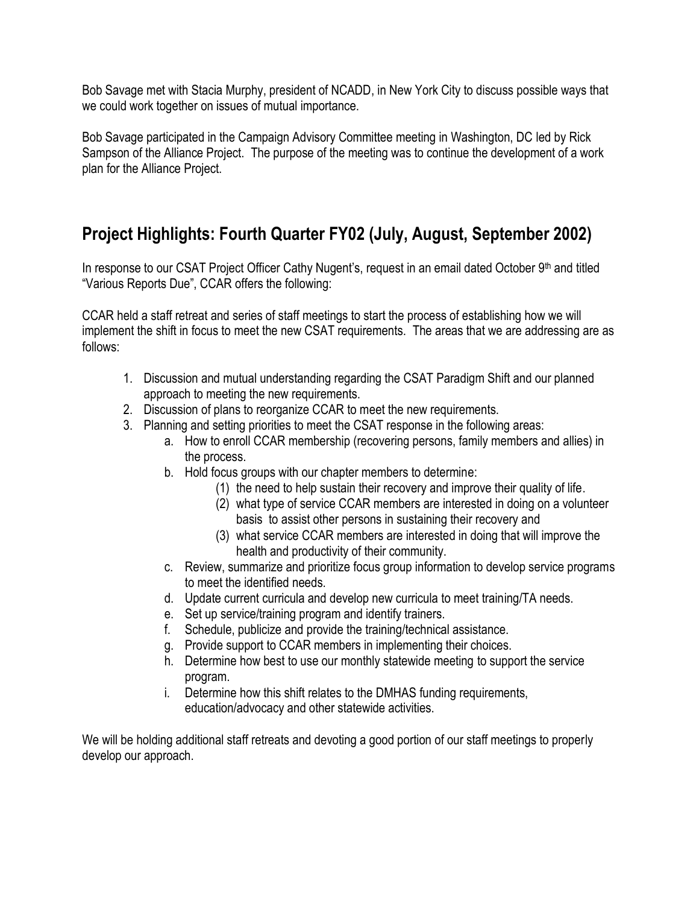Bob Savage met with Stacia Murphy, president of NCADD, in New York City to discuss possible ways that we could work together on issues of mutual importance.

Bob Savage participated in the Campaign Advisory Committee meeting in Washington, DC led by Rick Sampson of the Alliance Project. The purpose of the meeting was to continue the development of a work plan for the Alliance Project.

## Project Highlights: Fourth Quarter FY02 (July, August, September 2002)

In response to our CSAT Project Officer Cathy Nugent's, request in an email dated October 9th and titled "Various Reports Due", CCAR offers the following:

CCAR held a staff retreat and series of staff meetings to start the process of establishing how we will implement the shift in focus to meet the new CSAT requirements. The areas that we are addressing are as follows:

1. Discussion and mutual understanding regarding the CSAT Paradigm Shift and our planned approach to meeting the new requirements.
2. Discussion of plans to reorganize CCAR to meet the new requirements.
3. Planning and setting priorities to meet the CSAT response in the following areas:
   a. How to enroll CCAR membership (recovering persons, family members and allies) in the process.
   b. Hold focus groups with our chapter members to determine:
      (1) the need to help sustain their recovery and improve their quality of life.
      (2) what type of service CCAR members are interested in doing on a volunteer basis to assist other persons in sustaining their recovery and
      (3) what service CCAR members are interested in doing that will improve the health and productivity of their community.
   c. Review, summarize and prioritize focus group information to develop service programs to meet the identified needs.
   d. Update current curricula and develop new curricula to meet training/TA needs.
   e. Set up service/training program and identify trainers.
   f. Schedule, publicize and provide the training/technical assistance.
   g. Provide support to CCAR members in implementing their choices.
   h. Determine how best to use our monthly statewide meeting to support the service program.
   i. Determine how this shift relates to the DMHAS funding requirements, education/advocacy and other statewide activities.

We will be holding additional staff retreats and devoting a good portion of our staff meetings to properly develop our approach.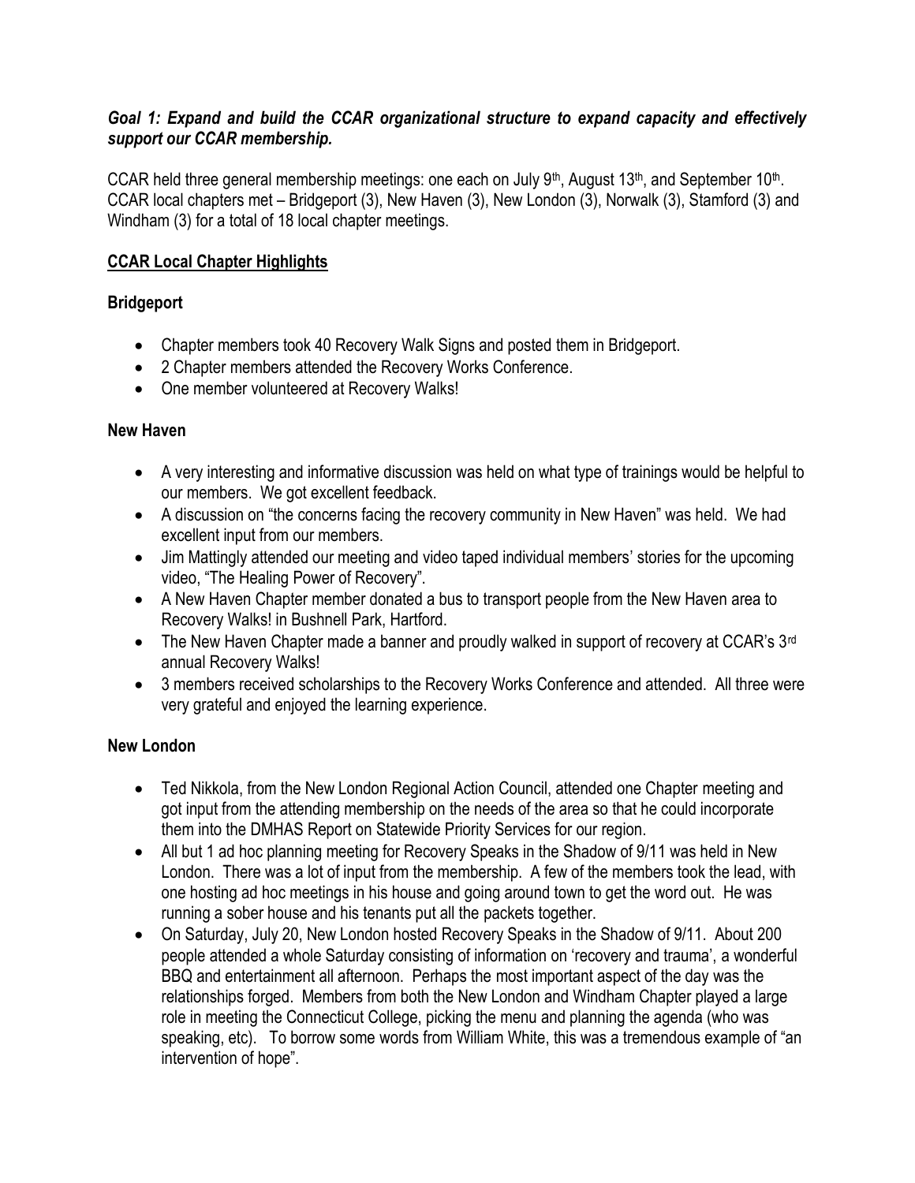***Goal 1: Expand and build the CCAR organizational structure to expand capacity and effectively support our CCAR membership.***

CCAR held three general membership meetings: one each on July 9th, August 13th, and September 10th. CCAR local chapters met – Bridgeport (3), New Haven (3), New London (3), Norwalk (3), Stamford (3) and Windham (3) for a total of 18 local chapter meetings.

## CCAR Local Chapter Highlights

### Bridgeport

- Chapter members took 40 Recovery Walk Signs and posted them in Bridgeport.
- 2 Chapter members attended the Recovery Works Conference.
- One member volunteered at Recovery Walks!

### New Haven

- A very interesting and informative discussion was held on what type of trainings would be helpful to our members. We got excellent feedback.
- A discussion on "the concerns facing the recovery community in New Haven" was held. We had excellent input from our members.
- Jim Mattingly attended our meeting and video taped individual members' stories for the upcoming video, "The Healing Power of Recovery".
- A New Haven Chapter member donated a bus to transport people from the New Haven area to Recovery Walks! in Bushnell Park, Hartford.
- The New Haven Chapter made a banner and proudly walked in support of recovery at CCAR's 3rd annual Recovery Walks!
- 3 members received scholarships to the Recovery Works Conference and attended. All three were very grateful and enjoyed the learning experience.

### New London

- Ted Nikkola, from the New London Regional Action Council, attended one Chapter meeting and got input from the attending membership on the needs of the area so that he could incorporate them into the DMHAS Report on Statewide Priority Services for our region.
- All but 1 ad hoc planning meeting for Recovery Speaks in the Shadow of 9/11 was held in New London. There was a lot of input from the membership. A few of the members took the lead, with one hosting ad hoc meetings in his house and going around town to get the word out. He was running a sober house and his tenants put all the packets together.
- On Saturday, July 20, New London hosted Recovery Speaks in the Shadow of 9/11. About 200 people attended a whole Saturday consisting of information on 'recovery and trauma', a wonderful BBQ and entertainment all afternoon. Perhaps the most important aspect of the day was the relationships forged. Members from both the New London and Windham Chapter played a large role in meeting the Connecticut College, picking the menu and planning the agenda (who was speaking, etc). To borrow some words from William White, this was a tremendous example of "an intervention of hope".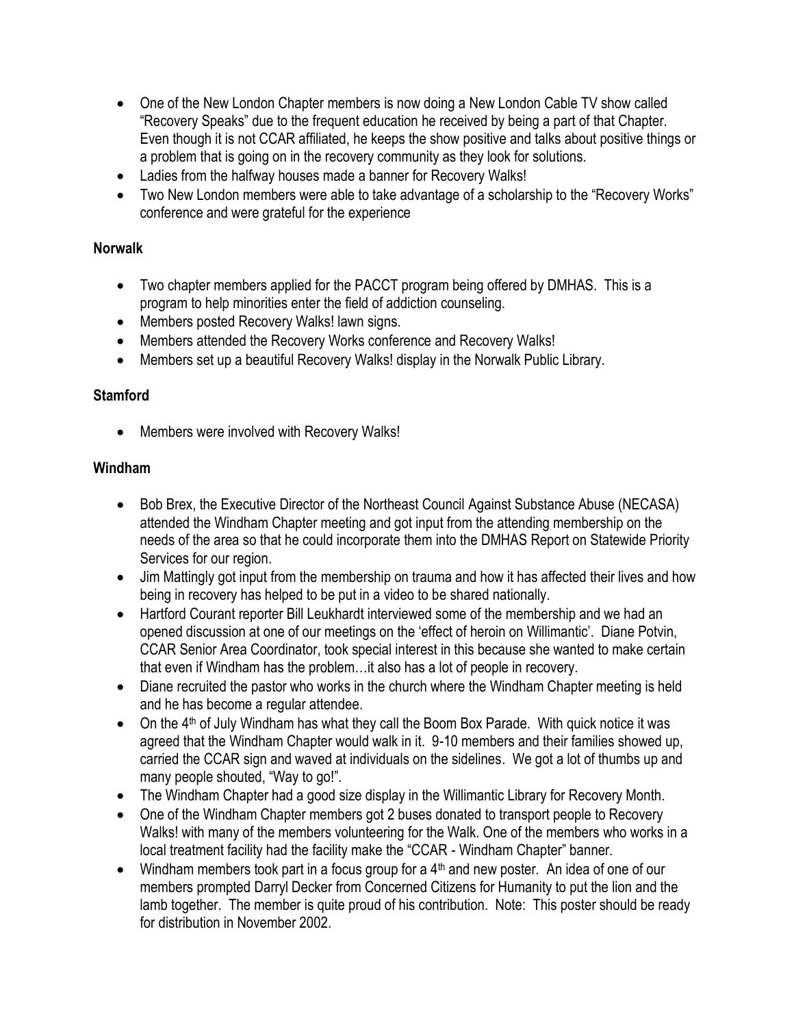- One of the New London Chapter members is now doing a New London Cable TV show called "Recovery Speaks" due to the frequent education he received by being a part of that Chapter. Even though it is not CCAR affiliated, he keeps the show positive and talks about positive things or a problem that is going on in the recovery community as they look for solutions.
- Ladies from the halfway houses made a banner for Recovery Walks!
- Two New London members were able to take advantage of a scholarship to the "Recovery Works" conference and were grateful for the experience

**Norwalk**

- Two chapter members applied for the PACCT program being offered by DMHAS. This is a program to help minorities enter the field of addiction counseling.
- Members posted Recovery Walks! lawn signs.
- Members attended the Recovery Works conference and Recovery Walks!
- Members set up a beautiful Recovery Walks! display in the Norwalk Public Library.

**Stamford**

- Members were involved with Recovery Walks!

**Windham**

- Bob Brex, the Executive Director of the Northeast Council Against Substance Abuse (NECASA) attended the Windham Chapter meeting and got input from the attending membership on the needs of the area so that he could incorporate them into the DMHAS Report on Statewide Priority Services for our region.
- Jim Mattingly got input from the membership on trauma and how it has affected their lives and how being in recovery has helped to be put in a video to be shared nationally.
- Hartford Courant reporter Bill Leukhardt interviewed some of the membership and we had an opened discussion at one of our meetings on the 'effect of heroin on Willimantic'. Diane Potvin, CCAR Senior Area Coordinator, took special interest in this because she wanted to make certain that even if Windham has the problem…it also has a lot of people in recovery.
- Diane recruited the pastor who works in the church where the Windham Chapter meeting is held and he has become a regular attendee.
- On the 4th of July Windham has what they call the Boom Box Parade. With quick notice it was agreed that the Windham Chapter would walk in it. 9-10 members and their families showed up, carried the CCAR sign and waved at individuals on the sidelines. We got a lot of thumbs up and many people shouted, "Way to go!".
- The Windham Chapter had a good size display in the Willimantic Library for Recovery Month.
- One of the Windham Chapter members got 2 buses donated to transport people to Recovery Walks! with many of the members volunteering for the Walk. One of the members who works in a local treatment facility had the facility make the "CCAR - Windham Chapter" banner.
- Windham members took part in a focus group for a 4th and new poster. An idea of one of our members prompted Darryl Decker from Concerned Citizens for Humanity to put the lion and the lamb together. The member is quite proud of his contribution. Note: This poster should be ready for distribution in November 2002.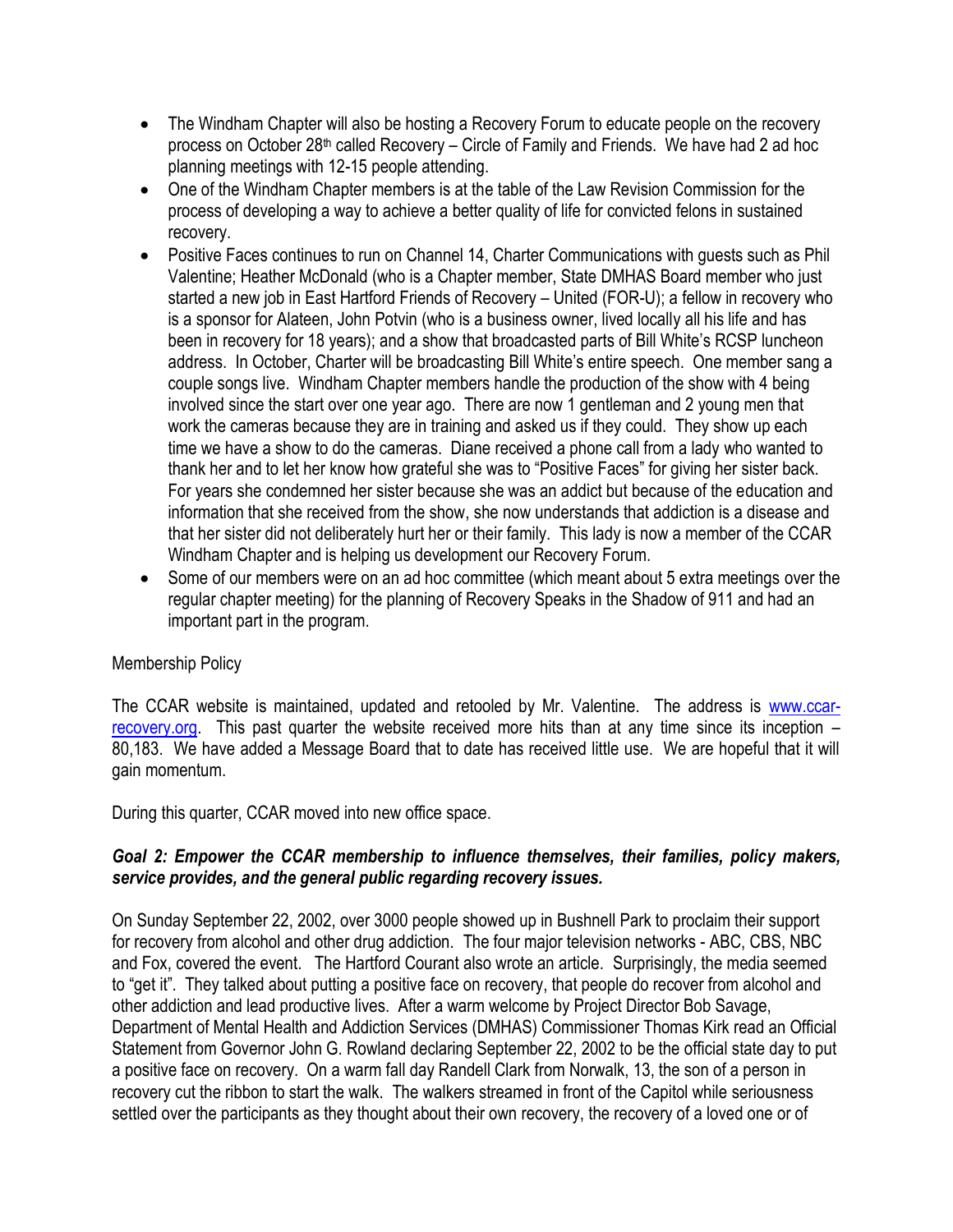- The Windham Chapter will also be hosting a Recovery Forum to educate people on the recovery process on October 28th called Recovery – Circle of Family and Friends. We have had 2 ad hoc planning meetings with 12-15 people attending.
- One of the Windham Chapter members is at the table of the Law Revision Commission for the process of developing a way to achieve a better quality of life for convicted felons in sustained recovery.
- Positive Faces continues to run on Channel 14, Charter Communications with guests such as Phil Valentine; Heather McDonald (who is a Chapter member, State DMHAS Board member who just started a new job in East Hartford Friends of Recovery – United (FOR-U); a fellow in recovery who is a sponsor for Alateen, John Potvin (who is a business owner, lived locally all his life and has been in recovery for 18 years); and a show that broadcasted parts of Bill White's RCSP luncheon address. In October, Charter will be broadcasting Bill White's entire speech. One member sang a couple songs live. Windham Chapter members handle the production of the show with 4 being involved since the start over one year ago. There are now 1 gentleman and 2 young men that work the cameras because they are in training and asked us if they could. They show up each time we have a show to do the cameras. Diane received a phone call from a lady who wanted to thank her and to let her know how grateful she was to "Positive Faces" for giving her sister back. For years she condemned her sister because she was an addict but because of the education and information that she received from the show, she now understands that addiction is a disease and that her sister did not deliberately hurt her or their family. This lady is now a member of the CCAR Windham Chapter and is helping us development our Recovery Forum.
- Some of our members were on an ad hoc committee (which meant about 5 extra meetings over the regular chapter meeting) for the planning of Recovery Speaks in the Shadow of 911 and had an important part in the program.

Membership Policy

The CCAR website is maintained, updated and retooled by Mr. Valentine. The address is www.ccar-recovery.org. This past quarter the website received more hits than at any time since its inception – 80,183. We have added a Message Board that to date has received little use. We are hopeful that it will gain momentum.

During this quarter, CCAR moved into new office space.

***Goal 2: Empower the CCAR membership to influence themselves, their families, policy makers, service provides, and the general public regarding recovery issues.***

On Sunday September 22, 2002, over 3000 people showed up in Bushnell Park to proclaim their support for recovery from alcohol and other drug addiction. The four major television networks - ABC, CBS, NBC and Fox, covered the event. The Hartford Courant also wrote an article. Surprisingly, the media seemed to "get it". They talked about putting a positive face on recovery, that people do recover from alcohol and other addiction and lead productive lives. After a warm welcome by Project Director Bob Savage, Department of Mental Health and Addiction Services (DMHAS) Commissioner Thomas Kirk read an Official Statement from Governor John G. Rowland declaring September 22, 2002 to be the official state day to put a positive face on recovery. On a warm fall day Randell Clark from Norwalk, 13, the son of a person in recovery cut the ribbon to start the walk. The walkers streamed in front of the Capitol while seriousness settled over the participants as they thought about their own recovery, the recovery of a loved one or of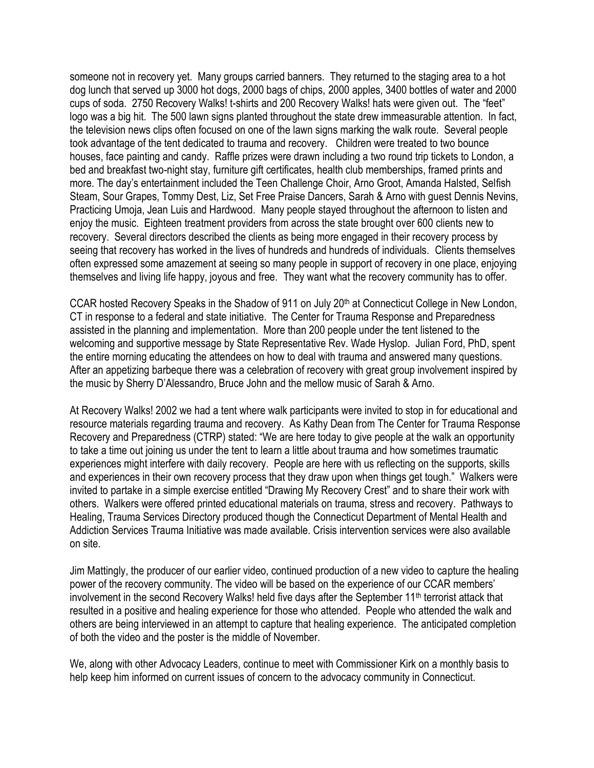someone not in recovery yet. Many groups carried banners. They returned to the staging area to a hot dog lunch that served up 3000 hot dogs, 2000 bags of chips, 2000 apples, 3400 bottles of water and 2000 cups of soda. 2750 Recovery Walks! t-shirts and 200 Recovery Walks! hats were given out. The "feet" logo was a big hit. The 500 lawn signs planted throughout the state drew immeasurable attention. In fact, the television news clips often focused on one of the lawn signs marking the walk route. Several people took advantage of the tent dedicated to trauma and recovery. Children were treated to two bounce houses, face painting and candy. Raffle prizes were drawn including a two round trip tickets to London, a bed and breakfast two-night stay, furniture gift certificates, health club memberships, framed prints and more. The day's entertainment included the Teen Challenge Choir, Arno Groot, Amanda Halsted, Selfish Steam, Sour Grapes, Tommy Dest, Liz, Set Free Praise Dancers, Sarah & Arno with guest Dennis Nevins, Practicing Umoja, Jean Luis and Hardwood. Many people stayed throughout the afternoon to listen and enjoy the music. Eighteen treatment providers from across the state brought over 600 clients new to recovery. Several directors described the clients as being more engaged in their recovery process by seeing that recovery has worked in the lives of hundreds and hundreds of individuals. Clients themselves often expressed some amazement at seeing so many people in support of recovery in one place, enjoying themselves and living life happy, joyous and free. They want what the recovery community has to offer.

CCAR hosted Recovery Speaks in the Shadow of 911 on July 20th at Connecticut College in New London, CT in response to a federal and state initiative. The Center for Trauma Response and Preparedness assisted in the planning and implementation. More than 200 people under the tent listened to the welcoming and supportive message by State Representative Rev. Wade Hyslop. Julian Ford, PhD, spent the entire morning educating the attendees on how to deal with trauma and answered many questions. After an appetizing barbeque there was a celebration of recovery with great group involvement inspired by the music by Sherry D'Alessandro, Bruce John and the mellow music of Sarah & Arno.

At Recovery Walks! 2002 we had a tent where walk participants were invited to stop in for educational and resource materials regarding trauma and recovery. As Kathy Dean from The Center for Trauma Response Recovery and Preparedness (CTRP) stated: "We are here today to give people at the walk an opportunity to take a time out joining us under the tent to learn a little about trauma and how sometimes traumatic experiences might interfere with daily recovery. People are here with us reflecting on the supports, skills and experiences in their own recovery process that they draw upon when things get tough." Walkers were invited to partake in a simple exercise entitled "Drawing My Recovery Crest" and to share their work with others. Walkers were offered printed educational materials on trauma, stress and recovery. Pathways to Healing, Trauma Services Directory produced though the Connecticut Department of Mental Health and Addiction Services Trauma Initiative was made available. Crisis intervention services were also available on site.

Jim Mattingly, the producer of our earlier video, continued production of a new video to capture the healing power of the recovery community. The video will be based on the experience of our CCAR members' involvement in the second Recovery Walks! held five days after the September 11th terrorist attack that resulted in a positive and healing experience for those who attended. People who attended the walk and others are being interviewed in an attempt to capture that healing experience. The anticipated completion of both the video and the poster is the middle of November.

We, along with other Advocacy Leaders, continue to meet with Commissioner Kirk on a monthly basis to help keep him informed on current issues of concern to the advocacy community in Connecticut.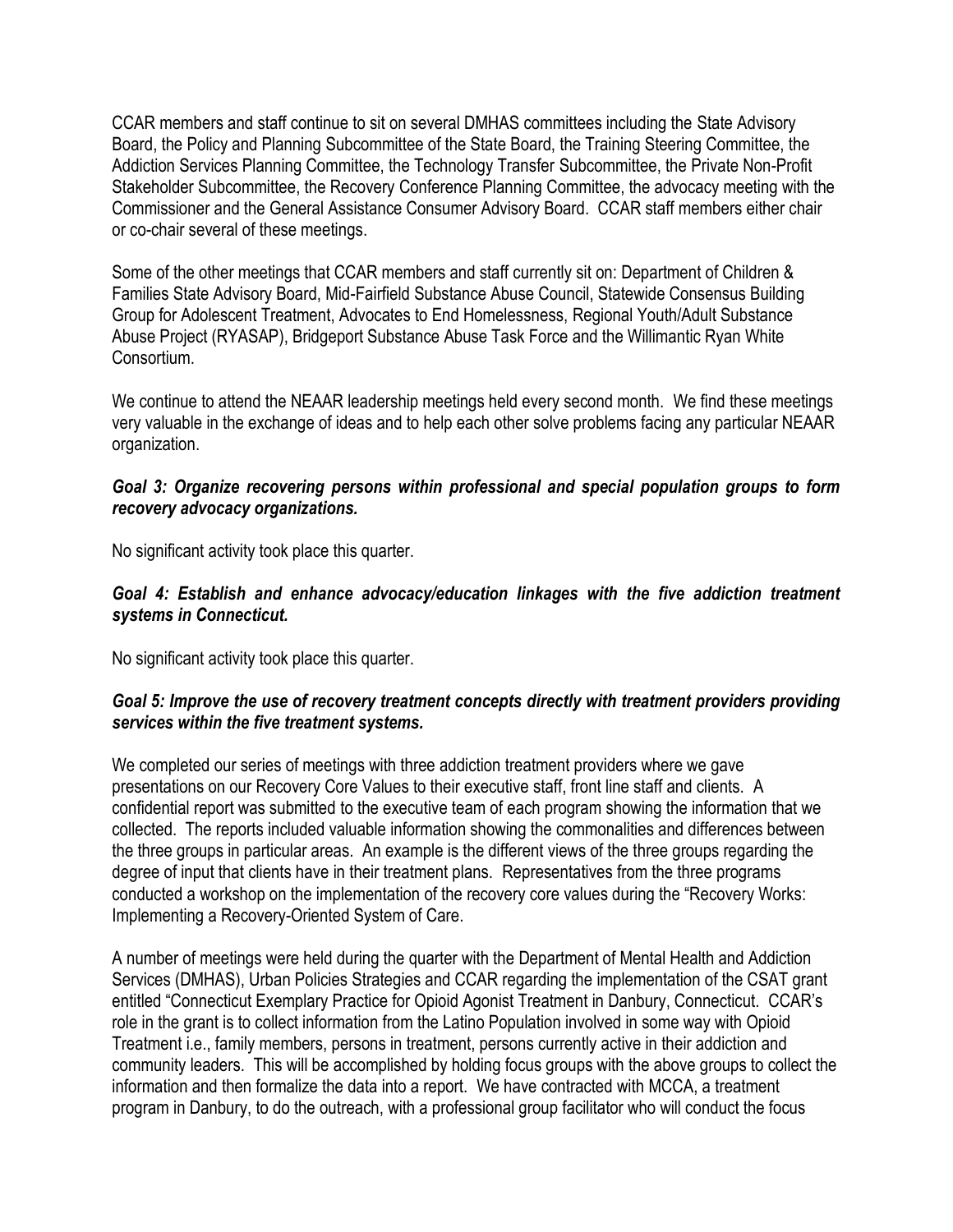CCAR members and staff continue to sit on several DMHAS committees including the State Advisory Board, the Policy and Planning Subcommittee of the State Board, the Training Steering Committee, the Addiction Services Planning Committee, the Technology Transfer Subcommittee, the Private Non-Profit Stakeholder Subcommittee, the Recovery Conference Planning Committee, the advocacy meeting with the Commissioner and the General Assistance Consumer Advisory Board. CCAR staff members either chair or co-chair several of these meetings.

Some of the other meetings that CCAR members and staff currently sit on: Department of Children & Families State Advisory Board, Mid-Fairfield Substance Abuse Council, Statewide Consensus Building Group for Adolescent Treatment, Advocates to End Homelessness, Regional Youth/Adult Substance Abuse Project (RYASAP), Bridgeport Substance Abuse Task Force and the Willimantic Ryan White Consortium.

We continue to attend the NEAAR leadership meetings held every second month. We find these meetings very valuable in the exchange of ideas and to help each other solve problems facing any particular NEAAR organization.

***Goal 3: Organize recovering persons within professional and special population groups to form recovery advocacy organizations.***

No significant activity took place this quarter.

***Goal 4: Establish and enhance advocacy/education linkages with the five addiction treatment systems in Connecticut.***

No significant activity took place this quarter.

***Goal 5: Improve the use of recovery treatment concepts directly with treatment providers providing services within the five treatment systems.***

We completed our series of meetings with three addiction treatment providers where we gave presentations on our Recovery Core Values to their executive staff, front line staff and clients. A confidential report was submitted to the executive team of each program showing the information that we collected. The reports included valuable information showing the commonalities and differences between the three groups in particular areas. An example is the different views of the three groups regarding the degree of input that clients have in their treatment plans. Representatives from the three programs conducted a workshop on the implementation of the recovery core values during the "Recovery Works: Implementing a Recovery-Oriented System of Care.

A number of meetings were held during the quarter with the Department of Mental Health and Addiction Services (DMHAS), Urban Policies Strategies and CCAR regarding the implementation of the CSAT grant entitled "Connecticut Exemplary Practice for Opioid Agonist Treatment in Danbury, Connecticut. CCAR's role in the grant is to collect information from the Latino Population involved in some way with Opioid Treatment i.e., family members, persons in treatment, persons currently active in their addiction and community leaders. This will be accomplished by holding focus groups with the above groups to collect the information and then formalize the data into a report. We have contracted with MCCA, a treatment program in Danbury, to do the outreach, with a professional group facilitator who will conduct the focus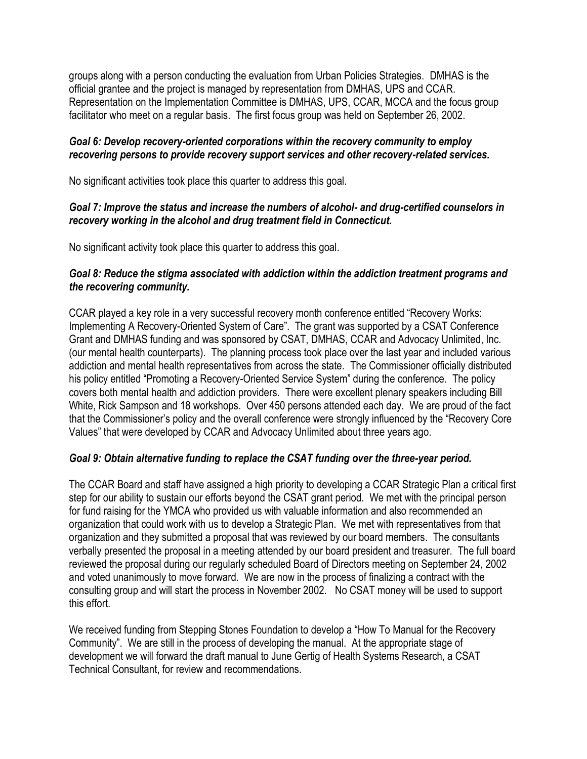groups along with a person conducting the evaluation from Urban Policies Strategies. DMHAS is the official grantee and the project is managed by representation from DMHAS, UPS and CCAR. Representation on the Implementation Committee is DMHAS, UPS, CCAR, MCCA and the focus group facilitator who meet on a regular basis. The first focus group was held on September 26, 2002.

***Goal 6: Develop recovery-oriented corporations within the recovery community to employ recovering persons to provide recovery support services and other recovery-related services.***

No significant activities took place this quarter to address this goal.

***Goal 7: Improve the status and increase the numbers of alcohol- and drug-certified counselors in recovery working in the alcohol and drug treatment field in Connecticut.***

No significant activity took place this quarter to address this goal.

***Goal 8: Reduce the stigma associated with addiction within the addiction treatment programs and the recovering community.***

CCAR played a key role in a very successful recovery month conference entitled "Recovery Works: Implementing A Recovery-Oriented System of Care". The grant was supported by a CSAT Conference Grant and DMHAS funding and was sponsored by CSAT, DMHAS, CCAR and Advocacy Unlimited, Inc. (our mental health counterparts). The planning process took place over the last year and included various addiction and mental health representatives from across the state. The Commissioner officially distributed his policy entitled "Promoting a Recovery-Oriented Service System" during the conference. The policy covers both mental health and addiction providers. There were excellent plenary speakers including Bill White, Rick Sampson and 18 workshops. Over 450 persons attended each day. We are proud of the fact that the Commissioner's policy and the overall conference were strongly influenced by the "Recovery Core Values" that were developed by CCAR and Advocacy Unlimited about three years ago.

***Goal 9: Obtain alternative funding to replace the CSAT funding over the three-year period.***

The CCAR Board and staff have assigned a high priority to developing a CCAR Strategic Plan a critical first step for our ability to sustain our efforts beyond the CSAT grant period. We met with the principal person for fund raising for the YMCA who provided us with valuable information and also recommended an organization that could work with us to develop a Strategic Plan. We met with representatives from that organization and they submitted a proposal that was reviewed by our board members. The consultants verbally presented the proposal in a meeting attended by our board president and treasurer. The full board reviewed the proposal during our regularly scheduled Board of Directors meeting on September 24, 2002 and voted unanimously to move forward. We are now in the process of finalizing a contract with the consulting group and will start the process in November 2002. No CSAT money will be used to support this effort.

We received funding from Stepping Stones Foundation to develop a "How To Manual for the Recovery Community". We are still in the process of developing the manual. At the appropriate stage of development we will forward the draft manual to June Gertig of Health Systems Research, a CSAT Technical Consultant, for review and recommendations.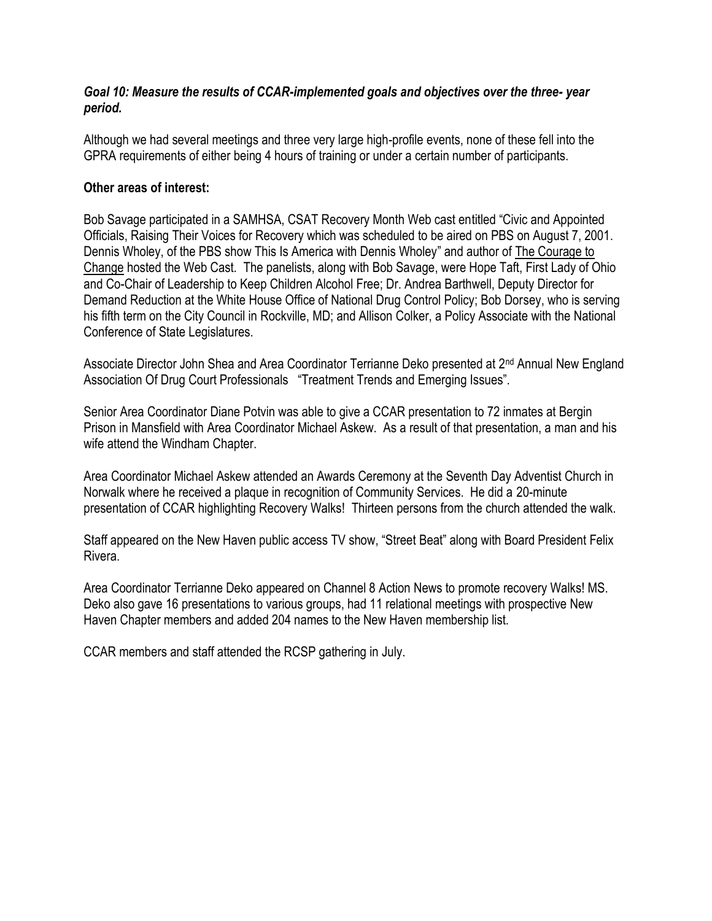***Goal 10: Measure the results of CCAR-implemented goals and objectives over the three- year period.***

Although we had several meetings and three very large high-profile events, none of these fell into the GPRA requirements of either being 4 hours of training or under a certain number of participants.

**Other areas of interest:**

Bob Savage participated in a SAMHSA, CSAT Recovery Month Web cast entitled "Civic and Appointed Officials, Raising Their Voices for Recovery which was scheduled to be aired on PBS on August 7, 2001. Dennis Wholey, of the PBS show This Is America with Dennis Wholey" and author of The Courage to Change hosted the Web Cast. The panelists, along with Bob Savage, were Hope Taft, First Lady of Ohio and Co-Chair of Leadership to Keep Children Alcohol Free; Dr. Andrea Barthwell, Deputy Director for Demand Reduction at the White House Office of National Drug Control Policy; Bob Dorsey, who is serving his fifth term on the City Council in Rockville, MD; and Allison Colker, a Policy Associate with the National Conference of State Legislatures.

Associate Director John Shea and Area Coordinator Terrianne Deko presented at 2nd Annual New England Association Of Drug Court Professionals "Treatment Trends and Emerging Issues".

Senior Area Coordinator Diane Potvin was able to give a CCAR presentation to 72 inmates at Bergin Prison in Mansfield with Area Coordinator Michael Askew. As a result of that presentation, a man and his wife attend the Windham Chapter.

Area Coordinator Michael Askew attended an Awards Ceremony at the Seventh Day Adventist Church in Norwalk where he received a plaque in recognition of Community Services. He did a 20-minute presentation of CCAR highlighting Recovery Walks! Thirteen persons from the church attended the walk.

Staff appeared on the New Haven public access TV show, "Street Beat" along with Board President Felix Rivera.

Area Coordinator Terrianne Deko appeared on Channel 8 Action News to promote recovery Walks! MS. Deko also gave 16 presentations to various groups, had 11 relational meetings with prospective New Haven Chapter members and added 204 names to the New Haven membership list.

CCAR members and staff attended the RCSP gathering in July.